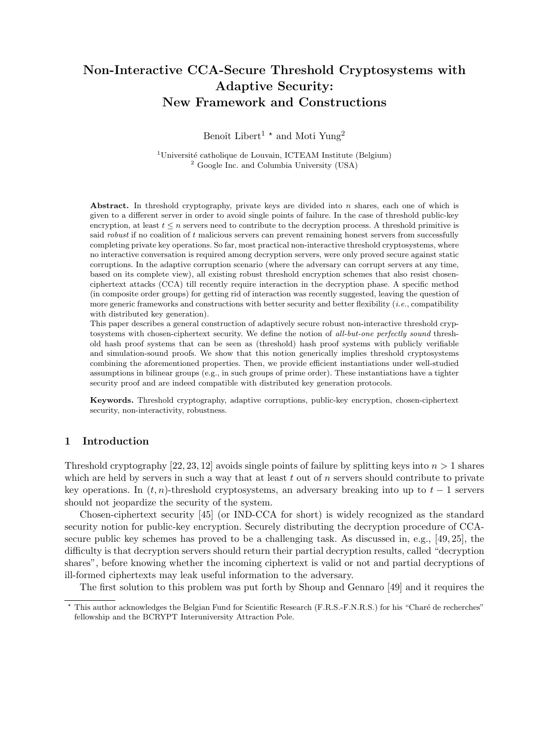# Non-Interactive CCA-Secure Threshold Cryptosystems with Adaptive Security: New Framework and Constructions

Benoît Libert[1] ⋆ and Moti Yung[2]

[1]Université catholique de Louvain, ICTEAM Institute (Belgium)
[2] Google Inc. and Columbia University (USA)

**Abstract.** In threshold cryptography, private keys are divided into $n$ shares, each one of which is given to a different server in order to avoid single points of failure. In the case of threshold public-key encryption, at least $t \leq n$ servers need to contribute to the decryption process. A threshold primitive is said *robust* if no coalition of $t$ malicious servers can prevent remaining honest servers from successfully completing private key operations. So far, most practical non-interactive threshold cryptosystems, where no interactive conversation is required among decryption servers, were only proved secure against static corruptions. In the adaptive corruption scenario (where the adversary can corrupt servers at any time, based on its complete view), all existing robust threshold encryption schemes that also resist chosen-ciphertext attacks (CCA) till recently require interaction in the decryption phase. A specific method (in composite order groups) for getting rid of interaction was recently suggested, leaving the question of more generic frameworks and constructions with better security and better flexibility (*i.e.*, compatibility with distributed key generation).

This paper describes a general construction of adaptively secure robust non-interactive threshold cryptosystems with chosen-ciphertext security. We define the notion of *all-but-one perfectly sound* threshold hash proof systems that can be seen as (threshold) hash proof systems with publicly verifiable and simulation-sound proofs. We show that this notion generically implies threshold cryptosystems combining the aforementioned properties. Then, we provide efficient instantiations under well-studied assumptions in bilinear groups (e.g., in such groups of prime order). These instantiations have a tighter security proof and are indeed compatible with distributed key generation protocols.

**Keywords.** Threshold cryptography, adaptive corruptions, public-key encryption, chosen-ciphertext security, non-interactivity, robustness.

## 1 Introduction

Threshold cryptography [22, 23, 12] avoids single points of failure by splitting keys into $n > 1$ shares which are held by servers in such a way that at least $t$ out of $n$ servers should contribute to private key operations. In $(t, n)$-threshold cryptosystems, an adversary breaking into up to $t - 1$ servers should not jeopardize the security of the system.

Chosen-ciphertext security [45] (or IND-CCA for short) is widely recognized as the standard security notion for public-key encryption. Securely distributing the decryption procedure of CCA-secure public key schemes has proved to be a challenging task. As discussed in, e.g., [49, 25], the difficulty is that decryption servers should return their partial decryption results, called "decryption shares", before knowing whether the incoming ciphertext is valid or not and partial decryptions of ill-formed ciphertexts may leak useful information to the adversary.

The first solution to this problem was put forth by Shoup and Gennaro [49] and it requires the

⋆ This author acknowledges the Belgian Fund for Scientific Research (F.R.S.-F.N.R.S.) for his "Charé de recherches" fellowship and the BCRYPT Interuniversity Attraction Pole.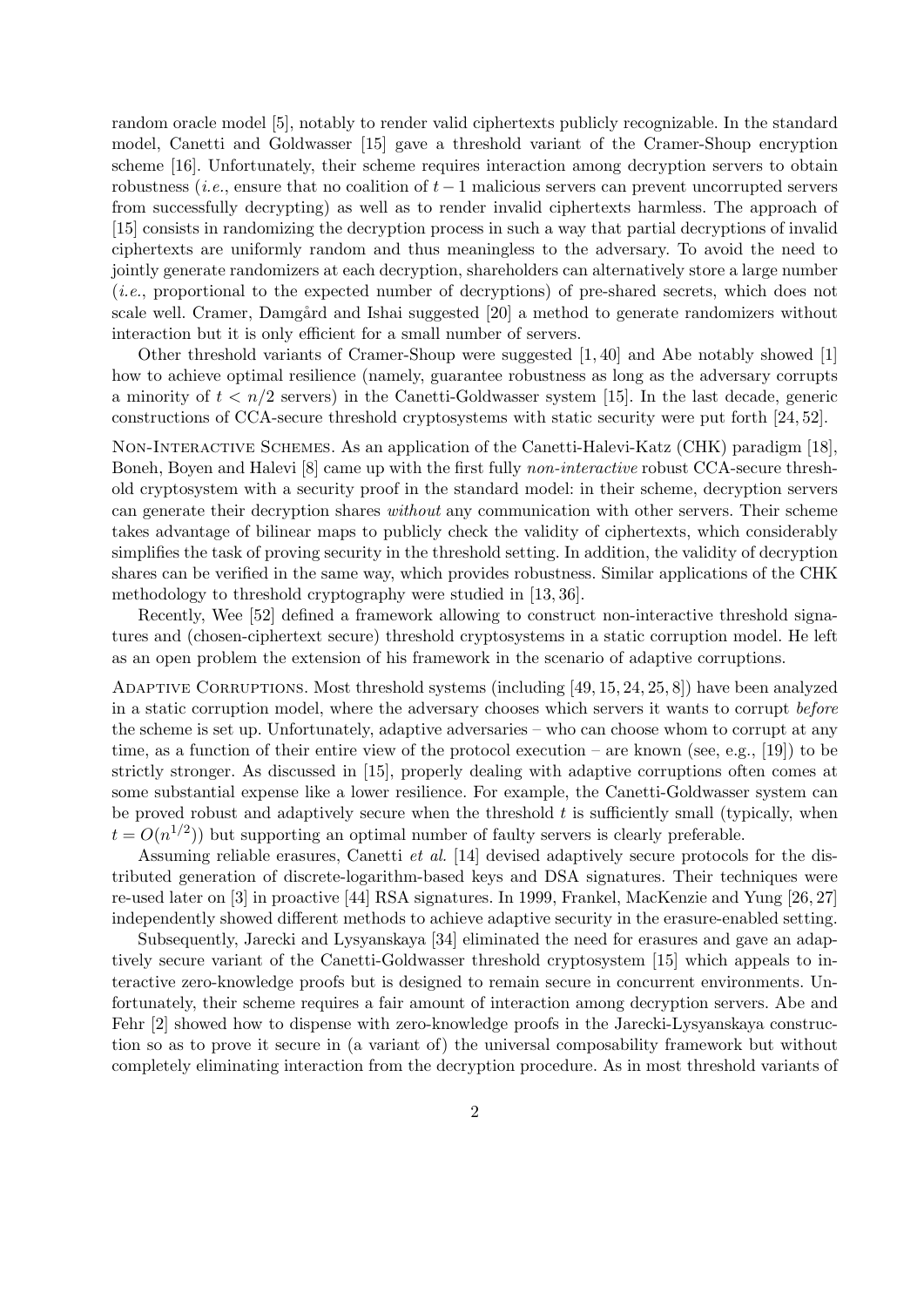random oracle model [5], notably to render valid ciphertexts publicly recognizable. In the standard model, Canetti and Goldwasser [15] gave a threshold variant of the Cramer-Shoup encryption scheme [16]. Unfortunately, their scheme requires interaction among decryption servers to obtain robustness (*i.e.*, ensure that no coalition of $t-1$ malicious servers can prevent uncorrupted servers from successfully decrypting) as well as to render invalid ciphertexts harmless. The approach of [15] consists in randomizing the decryption process in such a way that partial decryptions of invalid ciphertexts are uniformly random and thus meaningless to the adversary. To avoid the need to jointly generate randomizers at each decryption, shareholders can alternatively store a large number (*i.e.*, proportional to the expected number of decryptions) of pre-shared secrets, which does not scale well. Cramer, Damgård and Ishai suggested [20] a method to generate randomizers without interaction but it is only efficient for a small number of servers.

Other threshold variants of Cramer-Shoup were suggested [1, 40] and Abe notably showed [1] how to achieve optimal resilience (namely, guarantee robustness as long as the adversary corrupts a minority of $t < n/2$ servers) in the Canetti-Goldwasser system [15]. In the last decade, generic constructions of CCA-secure threshold cryptosystems with static security were put forth [24, 52].

Non-Interactive Schemes. As an application of the Canetti-Halevi-Katz (CHK) paradigm [18], Boneh, Boyen and Halevi [8] came up with the first fully *non-interactive* robust CCA-secure threshold cryptosystem with a security proof in the standard model: in their scheme, decryption servers can generate their decryption shares *without* any communication with other servers. Their scheme takes advantage of bilinear maps to publicly check the validity of ciphertexts, which considerably simplifies the task of proving security in the threshold setting. In addition, the validity of decryption shares can be verified in the same way, which provides robustness. Similar applications of the CHK methodology to threshold cryptography were studied in [13, 36].

Recently, Wee [52] defined a framework allowing to construct non-interactive threshold signatures and (chosen-ciphertext secure) threshold cryptosystems in a static corruption model. He left as an open problem the extension of his framework in the scenario of adaptive corruptions.

Adaptive Corruptions. Most threshold systems (including [49, 15, 24, 25, 8]) have been analyzed in a static corruption model, where the adversary chooses which servers it wants to corrupt *before* the scheme is set up. Unfortunately, adaptive adversaries – who can choose whom to corrupt at any time, as a function of their entire view of the protocol execution – are known (see, e.g., [19]) to be strictly stronger. As discussed in [15], properly dealing with adaptive corruptions often comes at some substantial expense like a lower resilience. For example, the Canetti-Goldwasser system can be proved robust and adaptively secure when the threshold $t$ is sufficiently small (typically, when $t = O(n^{1/2})$) but supporting an optimal number of faulty servers is clearly preferable.

Assuming reliable erasures, Canetti *et al.* [14] devised adaptively secure protocols for the distributed generation of discrete-logarithm-based keys and DSA signatures. Their techniques were re-used later on [3] in proactive [44] RSA signatures. In 1999, Frankel, MacKenzie and Yung [26, 27] independently showed different methods to achieve adaptive security in the erasure-enabled setting.

Subsequently, Jarecki and Lysyanskaya [34] eliminated the need for erasures and gave an adaptively secure variant of the Canetti-Goldwasser threshold cryptosystem [15] which appeals to interactive zero-knowledge proofs but is designed to remain secure in concurrent environments. Unfortunately, their scheme requires a fair amount of interaction among decryption servers. Abe and Fehr [2] showed how to dispense with zero-knowledge proofs in the Jarecki-Lysyanskaya construction so as to prove it secure in (a variant of) the universal composability framework but without completely eliminating interaction from the decryption procedure. As in most threshold variants of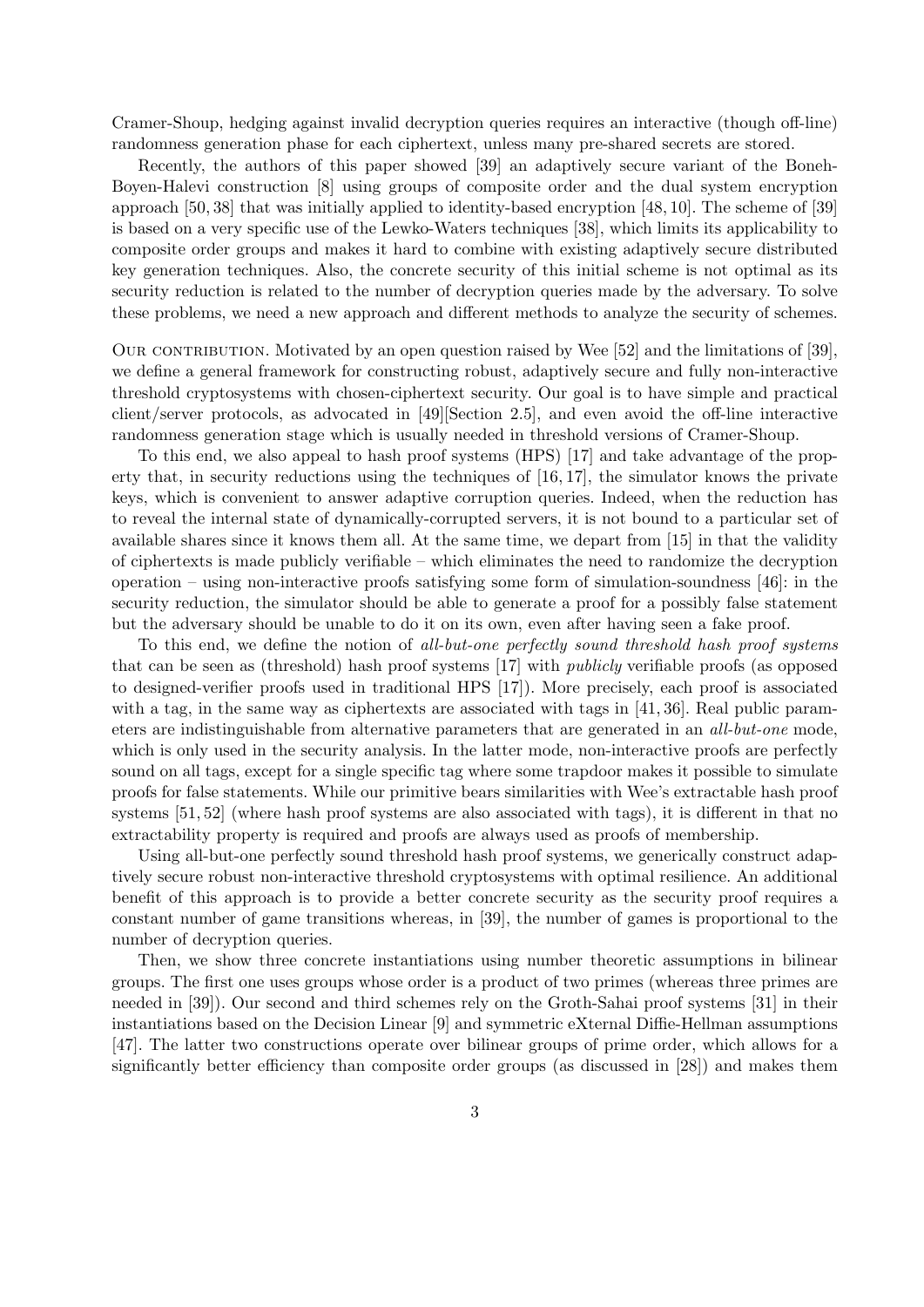Cramer-Shoup, hedging against invalid decryption queries requires an interactive (though off-line) randomness generation phase for each ciphertext, unless many pre-shared secrets are stored.

Recently, the authors of this paper showed [39] an adaptively secure variant of the Boneh-Boyen-Halevi construction [8] using groups of composite order and the dual system encryption approach [50, 38] that was initially applied to identity-based encryption [48, 10]. The scheme of [39] is based on a very specific use of the Lewko-Waters techniques [38], which limits its applicability to composite order groups and makes it hard to combine with existing adaptively secure distributed key generation techniques. Also, the concrete security of this initial scheme is not optimal as its security reduction is related to the number of decryption queries made by the adversary. To solve these problems, we need a new approach and different methods to analyze the security of schemes.

Our contribution. Motivated by an open question raised by Wee [52] and the limitations of [39], we define a general framework for constructing robust, adaptively secure and fully non-interactive threshold cryptosystems with chosen-ciphertext security. Our goal is to have simple and practical client/server protocols, as advocated in [49][Section 2.5], and even avoid the off-line interactive randomness generation stage which is usually needed in threshold versions of Cramer-Shoup.

To this end, we also appeal to hash proof systems (HPS) [17] and take advantage of the property that, in security reductions using the techniques of [16, 17], the simulator knows the private keys, which is convenient to answer adaptive corruption queries. Indeed, when the reduction has to reveal the internal state of dynamically-corrupted servers, it is not bound to a particular set of available shares since it knows them all. At the same time, we depart from [15] in that the validity of ciphertexts is made publicly verifiable – which eliminates the need to randomize the decryption operation – using non-interactive proofs satisfying some form of simulation-soundness [46]: in the security reduction, the simulator should be able to generate a proof for a possibly false statement but the adversary should be unable to do it on its own, even after having seen a fake proof.

To this end, we define the notion of *all-but-one perfectly sound threshold hash proof systems* that can be seen as (threshold) hash proof systems [17] with *publicly* verifiable proofs (as opposed to designed-verifier proofs used in traditional HPS [17]). More precisely, each proof is associated with a tag, in the same way as ciphertexts are associated with tags in [41, 36]. Real public parameters are indistinguishable from alternative parameters that are generated in an *all-but-one* mode, which is only used in the security analysis. In the latter mode, non-interactive proofs are perfectly sound on all tags, except for a single specific tag where some trapdoor makes it possible to simulate proofs for false statements. While our primitive bears similarities with Wee's extractable hash proof systems [51, 52] (where hash proof systems are also associated with tags), it is different in that no extractability property is required and proofs are always used as proofs of membership.

Using all-but-one perfectly sound threshold hash proof systems, we generically construct adaptively secure robust non-interactive threshold cryptosystems with optimal resilience. An additional benefit of this approach is to provide a better concrete security as the security proof requires a constant number of game transitions whereas, in [39], the number of games is proportional to the number of decryption queries.

Then, we show three concrete instantiations using number theoretic assumptions in bilinear groups. The first one uses groups whose order is a product of two primes (whereas three primes are needed in [39]). Our second and third schemes rely on the Groth-Sahai proof systems [31] in their instantiations based on the Decision Linear [9] and symmetric eXternal Diffie-Hellman assumptions [47]. The latter two constructions operate over bilinear groups of prime order, which allows for a significantly better efficiency than composite order groups (as discussed in [28]) and makes them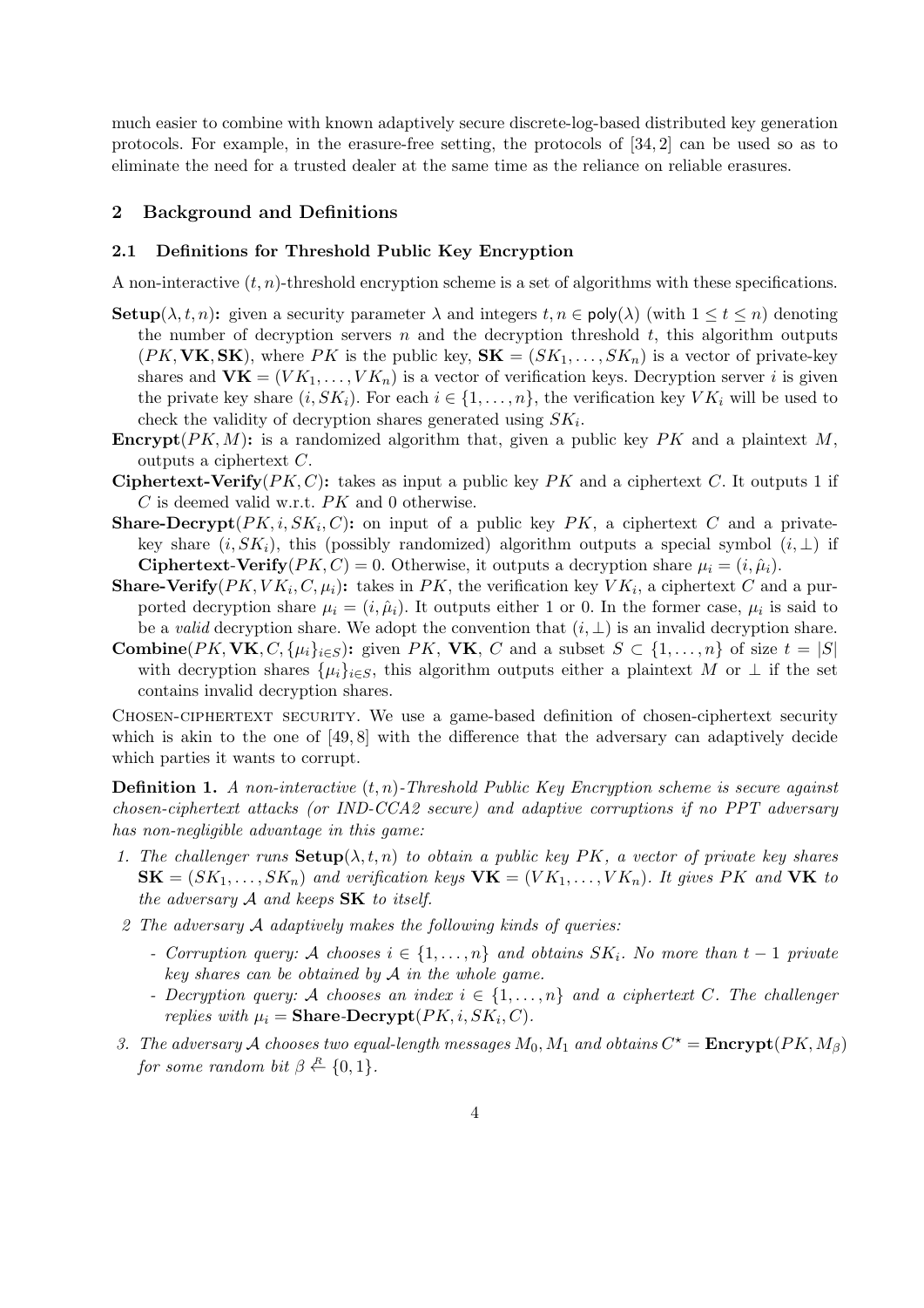much easier to combine with known adaptively secure discrete-log-based distributed key generation protocols. For example, in the erasure-free setting, the protocols of [34, 2] can be used so as to eliminate the need for a trusted dealer at the same time as the reliance on reliable erasures.

## 2 Background and Definitions

### 2.1 Definitions for Threshold Public Key Encryption

A non-interactive $(t, n)$-threshold encryption scheme is a set of algorithms with these specifications.

**Setup**$(\lambda, t, n)$**:** given a security parameter $\lambda$ and integers $t, n \in \mathsf{poly}(\lambda)$ (with $1 \leq t \leq n$) denoting the number of decryption servers $n$ and the decryption threshold $t$, this algorithm outputs $(PK, \mathbf{VK}, \mathbf{SK})$, where $PK$ is the public key, $\mathbf{SK} = (SK_1, \ldots, SK_n)$ is a vector of private-key shares and $\mathbf{VK} = (VK_1, \ldots, VK_n)$ is a vector of verification keys. Decryption server $i$ is given the private key share $(i, SK_i)$. For each $i \in \{1, \ldots, n\}$, the verification key $VK_i$ will be used to check the validity of decryption shares generated using $SK_i$.

**Encrypt**$(PK, M)$**:** is a randomized algorithm that, given a public key $PK$ and a plaintext $M$, outputs a ciphertext $C$.

**Ciphertext-Verify**$(PK, C)$**:** takes as input a public key $PK$ and a ciphertext $C$. It outputs 1 if $C$ is deemed valid w.r.t. $PK$ and 0 otherwise.

**Share-Decrypt**$(PK, i, SK_i, C)$**:** on input of a public key $PK$, a ciphertext $C$ and a private-key share $(i, SK_i)$, this (possibly randomized) algorithm outputs a special symbol $(i, \perp)$ if **Ciphertext-Verify**$(PK, C) = 0$. Otherwise, it outputs a decryption share $\mu_i = (i, \hat{\mu}_i)$.

**Share-Verify**$(PK, VK_i, C, \mu_i)$**:** takes in $PK$, the verification key $VK_i$, a ciphertext $C$ and a purported decryption share $\mu_i = (i, \hat{\mu}_i)$. It outputs either 1 or 0. In the former case, $\mu_i$ is said to be a *valid* decryption share. We adopt the convention that $(i, \perp)$ is an invalid decryption share.

**Combine**$(PK, \mathbf{VK}, C, \{\mu_i\}_{i \in S})$**:** given $PK$, $\mathbf{VK}$, $C$ and a subset $S \subset \{1, \ldots, n\}$ of size $t = |S|$ with decryption shares $\{\mu_i\}_{i \in S}$, this algorithm outputs either a plaintext $M$ or $\perp$ if the set contains invalid decryption shares.

Chosen-ciphertext security. We use a game-based definition of chosen-ciphertext security which is akin to the one of [49, 8] with the difference that the adversary can adaptively decide which parties it wants to corrupt.

**Definition 1.** *A non-interactive $(t, n)$-Threshold Public Key Encryption scheme is secure against chosen-ciphertext attacks (or IND-CCA2 secure) and adaptive corruptions if no PPT adversary has non-negligible advantage in this game:*

1. *The challenger runs* **Setup**$(\lambda, t, n)$ *to obtain a public key $PK$, a vector of private key shares $\mathbf{SK} = (SK_1, \ldots, SK_n)$ and verification keys $\mathbf{VK} = (VK_1, \ldots, VK_n)$. It gives $PK$ and $\mathbf{VK}$ to the adversary $\mathcal{A}$ and keeps $\mathbf{SK}$ to itself.*
2. *The adversary $\mathcal{A}$ adaptively makes the following kinds of queries:*
   - *Corruption query: $\mathcal{A}$ chooses $i \in \{1, \ldots, n\}$ and obtains $SK_i$. No more than $t - 1$ private key shares can be obtained by $\mathcal{A}$ in the whole game.*
   - *Decryption query: $\mathcal{A}$ chooses an index $i \in \{1, \ldots, n\}$ and a ciphertext $C$. The challenger replies with $\mu_i =$* **Share-Decrypt**$(PK, i, SK_i, C)$.
3. *The adversary $\mathcal{A}$ chooses two equal-length messages $M_0, M_1$ and obtains $C^\star =$* **Encrypt**$(PK, M_\beta)$ *for some random bit $\beta \stackrel{R}{\leftarrow} \{0, 1\}$.*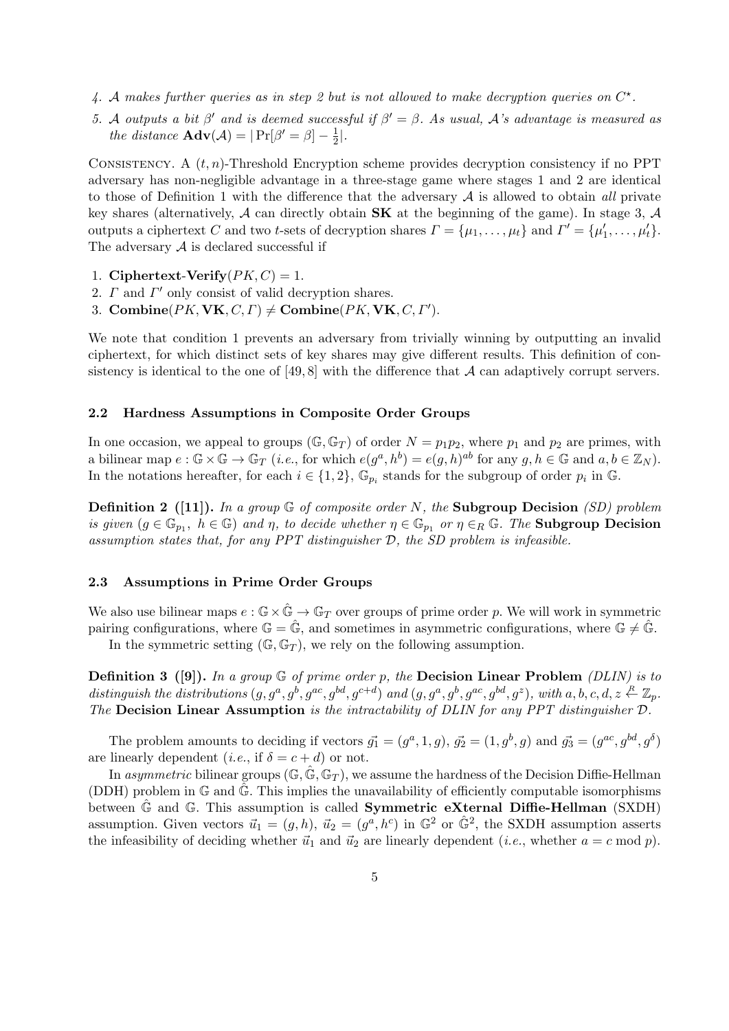4. *$\mathcal{A}$ makes further queries as in step 2 but is not allowed to make decryption queries on $C^\star$.*
5. *$\mathcal{A}$ outputs a bit $\beta'$ and is deemed successful if $\beta' = \beta$. As usual, $\mathcal{A}$'s advantage is measured as the distance $\mathbf{Adv}(\mathcal{A}) = |\Pr[\beta' = \beta] - \frac{1}{2}|$.*

Consistency. A $(t,n)$-Threshold Encryption scheme provides decryption consistency if no PPT adversary has non-negligible advantage in a three-stage game where stages 1 and 2 are identical to those of Definition 1 with the difference that the adversary $\mathcal{A}$ is allowed to obtain *all* private key shares (alternatively, $\mathcal{A}$ can directly obtain $\mathbf{SK}$ at the beginning of the game). In stage 3, $\mathcal{A}$ outputs a ciphertext $C$ and two $t$-sets of decryption shares $\Gamma = \{\mu_1, \ldots, \mu_t\}$ and $\Gamma' = \{\mu'_1, \ldots, \mu'_t\}$. The adversary $\mathcal{A}$ is declared successful if

1. $\textbf{Ciphertext-Verify}(PK, C) = 1$.
2. $\Gamma$ and $\Gamma'$ only consist of valid decryption shares.
3. $\textbf{Combine}(PK, \mathbf{VK}, C, \Gamma) \neq \textbf{Combine}(PK, \mathbf{VK}, C, \Gamma')$.

We note that condition 1 prevents an adversary from trivially winning by outputting an invalid ciphertext, for which distinct sets of key shares may give different results. This definition of consistency is identical to the one of [49, 8] with the difference that $\mathcal{A}$ can adaptively corrupt servers.

### 2.2 Hardness Assumptions in Composite Order Groups

In one occasion, we appeal to groups $(\mathbb{G}, \mathbb{G}_T)$ of order $N = p_1 p_2$, where $p_1$ and $p_2$ are primes, with a bilinear map $e : \mathbb{G} \times \mathbb{G} \to \mathbb{G}_T$ (*i.e.*, for which $e(g^a, h^b) = e(g,h)^{ab}$ for any $g, h \in \mathbb{G}$ and $a, b \in \mathbb{Z}_N$). In the notations hereafter, for each $i \in \{1, 2\}$, $\mathbb{G}_{p_i}$ stands for the subgroup of order $p_i$ in $\mathbb{G}$.

**Definition 2 ([11]).** *In a group $\mathbb{G}$ of composite order $N$, the* **Subgroup Decision** *(SD) problem is given $(g \in \mathbb{G}_{p_1},\ h \in \mathbb{G})$ and $\eta$, to decide whether $\eta \in \mathbb{G}_{p_1}$ or $\eta \in_R \mathbb{G}$. The* **Subgroup Decision** *assumption states that, for any PPT distinguisher $\mathcal{D}$, the SD problem is infeasible.*

### 2.3 Assumptions in Prime Order Groups

We also use bilinear maps $e : \mathbb{G} \times \hat{\mathbb{G}} \to \mathbb{G}_T$ over groups of prime order $p$. We will work in symmetric pairing configurations, where $\mathbb{G} = \hat{\mathbb{G}}$, and sometimes in asymmetric configurations, where $\mathbb{G} \neq \hat{\mathbb{G}}$.

In the symmetric setting $(\mathbb{G}, \mathbb{G}_T)$, we rely on the following assumption.

**Definition 3 ([9]).** *In a group $\mathbb{G}$ of prime order $p$, the* **Decision Linear Problem** *(DLIN) is to distinguish the distributions $(g, g^a, g^b, g^{ac}, g^{bd}, g^{c+d})$ and $(g, g^a, g^b, g^{ac}, g^{bd}, g^z)$, with $a, b, c, d, z \xleftarrow{R} \mathbb{Z}_p$. The* **Decision Linear Assumption** *is the intractability of DLIN for any PPT distinguisher $\mathcal{D}$.*

The problem amounts to deciding if vectors $\vec{g_1} = (g^a, 1, g)$, $\vec{g_2} = (1, g^b, g)$ and $\vec{g_3} = (g^{ac}, g^{bd}, g^\delta)$ are linearly dependent (*i.e.*, if $\delta = c + d$) or not.

In *asymmetric* bilinear groups $(\mathbb{G}, \hat{\mathbb{G}}, \mathbb{G}_T)$, we assume the hardness of the Decision Diffie-Hellman (DDH) problem in $\mathbb{G}$ and $\hat{\mathbb{G}}$. This implies the unavailability of efficiently computable isomorphisms between $\hat{\mathbb{G}}$ and $\mathbb{G}$. This assumption is called **Symmetric eXternal Diffie-Hellman** (SXDH) assumption. Given vectors $\vec{u}_1 = (g, h)$, $\vec{u}_2 = (g^a, h^c)$ in $\mathbb{G}^2$ or $\hat{\mathbb{G}}^2$, the SXDH assumption asserts the infeasibility of deciding whether $\vec{u}_1$ and $\vec{u}_2$ are linearly dependent (*i.e.*, whether $a = c \bmod p$).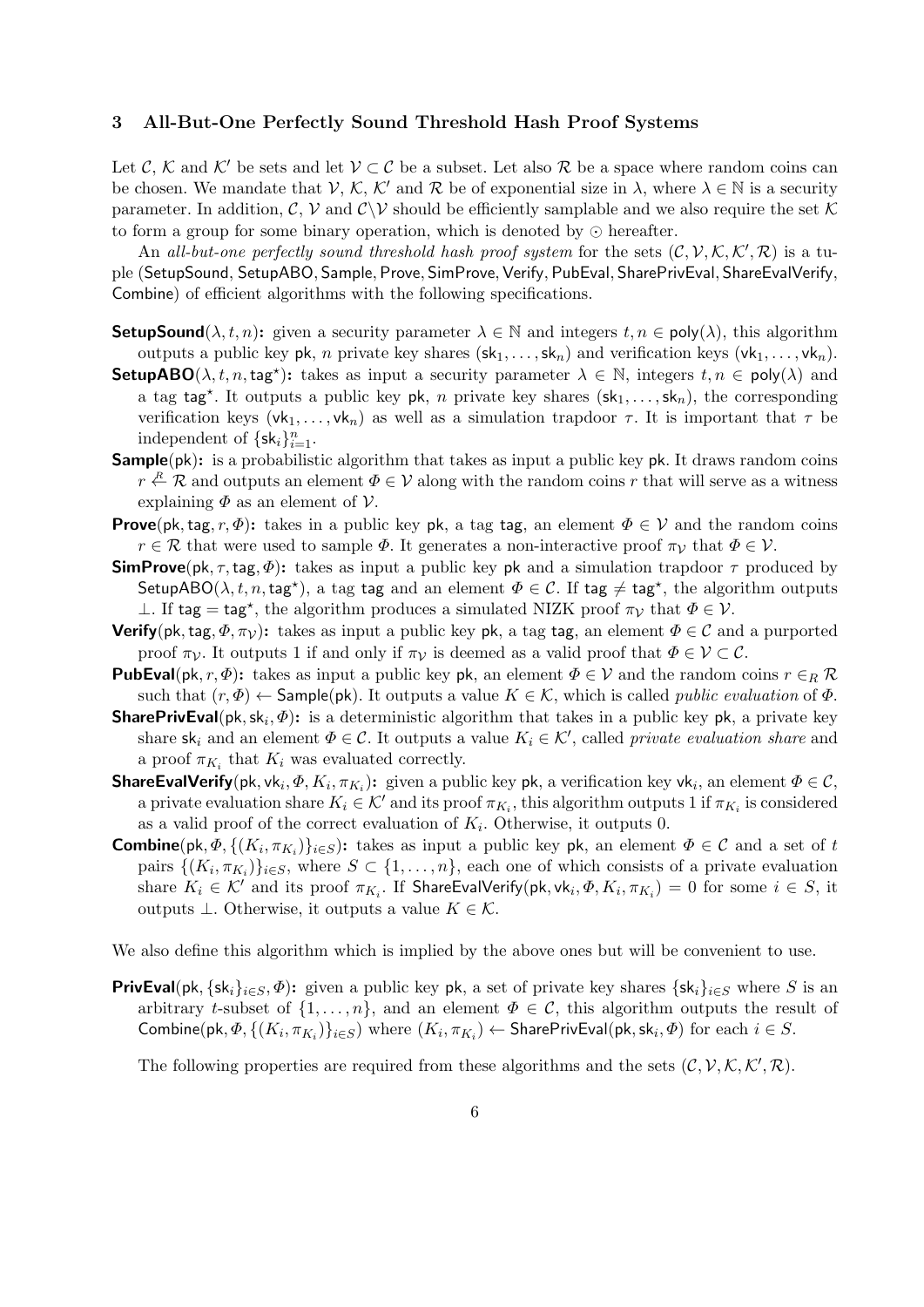## 3 All-But-One Perfectly Sound Threshold Hash Proof Systems

Let $\mathcal{C}$, $\mathcal{K}$ and $\mathcal{K}'$ be sets and let $\mathcal{V} \subset \mathcal{C}$ be a subset. Let also $\mathcal{R}$ be a space where random coins can be chosen. We mandate that $\mathcal{V}$, $\mathcal{K}$, $\mathcal{K}'$ and $\mathcal{R}$ be of exponential size in $\lambda$, where $\lambda \in \mathbb{N}$ is a security parameter. In addition, $\mathcal{C}$, $\mathcal{V}$ and $\mathcal{C}\backslash\mathcal{V}$ should be efficiently samplable and we also require the set $\mathcal{K}$ to form a group for some binary operation, which is denoted by $\odot$ hereafter.

An *all-but-one perfectly sound threshold hash proof system* for the sets $(\mathcal{C}, \mathcal{V}, \mathcal{K}, \mathcal{K}', \mathcal{R})$ is a tuple (SetupSound, SetupABO, Sample, Prove, SimProve, Verify, PubEval, SharePrivEval, ShareEvalVerify, Combine) of efficient algorithms with the following specifications.

**SetupSound**$(\lambda, t, n)$**:** given a security parameter $\lambda \in \mathbb{N}$ and integers $t, n \in \mathsf{poly}(\lambda)$, this algorithm outputs a public key $\mathsf{pk}$, $n$ private key shares $(\mathsf{sk}_1, \ldots, \mathsf{sk}_n)$ and verification keys $(\mathsf{vk}_1, \ldots, \mathsf{vk}_n)$.

**SetupABO**$(\lambda, t, n, \mathsf{tag}^\star)$**:** takes as input a security parameter $\lambda \in \mathbb{N}$, integers $t, n \in \mathsf{poly}(\lambda)$ and a tag $\mathsf{tag}^\star$. It outputs a public key $\mathsf{pk}$, $n$ private key shares $(\mathsf{sk}_1, \ldots, \mathsf{sk}_n)$, the corresponding verification keys $(\mathsf{vk}_1, \ldots, \mathsf{vk}_n)$ as well as a simulation trapdoor $\tau$. It is important that $\tau$ be independent of $\{\mathsf{sk}_i\}_{i=1}^n$.

**Sample**$(\mathsf{pk})$**:** is a probabilistic algorithm that takes as input a public key $\mathsf{pk}$. It draws random coins $r \stackrel{R}{\leftarrow} \mathcal{R}$ and outputs an element $\Phi \in \mathcal{V}$ along with the random coins $r$ that will serve as a witness explaining $\Phi$ as an element of $\mathcal{V}$.

**Prove**$(\mathsf{pk}, \mathsf{tag}, r, \Phi)$**:** takes in a public key $\mathsf{pk}$, a tag $\mathsf{tag}$, an element $\Phi \in \mathcal{V}$ and the random coins $r \in \mathcal{R}$ that were used to sample $\Phi$. It generates a non-interactive proof $\pi_{\mathcal{V}}$ that $\Phi \in \mathcal{V}$.

**SimProve**$(\mathsf{pk}, \tau, \mathsf{tag}, \Phi)$**:** takes as input a public key $\mathsf{pk}$ and a simulation trapdoor $\tau$ produced by $\mathsf{SetupABO}(\lambda, t, n, \mathsf{tag}^\star)$, a tag $\mathsf{tag}$ and an element $\Phi \in \mathcal{C}$. If $\mathsf{tag} \neq \mathsf{tag}^\star$, the algorithm outputs $\perp$. If $\mathsf{tag} = \mathsf{tag}^\star$, the algorithm produces a simulated NIZK proof $\pi_{\mathcal{V}}$ that $\Phi \in \mathcal{V}$.

**Verify**$(\mathsf{pk}, \mathsf{tag}, \Phi, \pi_{\mathcal{V}})$**:** takes as input a public key $\mathsf{pk}$, a tag $\mathsf{tag}$, an element $\Phi \in \mathcal{C}$ and a purported proof $\pi_{\mathcal{V}}$. It outputs 1 if and only if $\pi_{\mathcal{V}}$ is deemed as a valid proof that $\Phi \in \mathcal{V} \subset \mathcal{C}$.

**PubEval**$(\mathsf{pk}, r, \Phi)$**:** takes as input a public key $\mathsf{pk}$, an element $\Phi \in \mathcal{V}$ and the random coins $r \in_R \mathcal{R}$ such that $(r, \Phi) \leftarrow \mathsf{Sample}(\mathsf{pk})$. It outputs a value $K \in \mathcal{K}$, which is called *public evaluation* of $\Phi$.

**SharePrivEval**$(\mathsf{pk}, \mathsf{sk}_i, \Phi)$**:** is a deterministic algorithm that takes in a public key $\mathsf{pk}$, a private key share $\mathsf{sk}_i$ and an element $\Phi \in \mathcal{C}$. It outputs a value $K_i \in \mathcal{K}'$, called *private evaluation share* and a proof $\pi_{K_i}$ that $K_i$ was evaluated correctly.

**ShareEvalVerify**$(\mathsf{pk}, \mathsf{vk}_i, \Phi, K_i, \pi_{K_i})$**:** given a public key $\mathsf{pk}$, a verification key $\mathsf{vk}_i$, an element $\Phi \in \mathcal{C}$, a private evaluation share $K_i \in \mathcal{K}'$ and its proof $\pi_{K_i}$, this algorithm outputs 1 if $\pi_{K_i}$ is considered as a valid proof of the correct evaluation of $K_i$. Otherwise, it outputs 0.

**Combine**$(\mathsf{pk}, \Phi, \{(K_i, \pi_{K_i})\}_{i \in S})$**:** takes as input a public key $\mathsf{pk}$, an element $\Phi \in \mathcal{C}$ and a set of $t$ pairs $\{(K_i, \pi_{K_i})\}_{i \in S}$, where $S \subset \{1, \ldots, n\}$, each one of which consists of a private evaluation share $K_i \in \mathcal{K}'$ and its proof $\pi_{K_i}$. If $\mathsf{ShareEvalVerify}(\mathsf{pk}, \mathsf{vk}_i, \Phi, K_i, \pi_{K_i}) = 0$ for some $i \in S$, it outputs $\perp$. Otherwise, it outputs a value $K \in \mathcal{K}$.

We also define this algorithm which is implied by the above ones but will be convenient to use.

**PrivEval**$(\mathsf{pk}, \{\mathsf{sk}_i\}_{i \in S}, \Phi)$**:** given a public key $\mathsf{pk}$, a set of private key shares $\{\mathsf{sk}_i\}_{i \in S}$ where $S$ is an arbitrary $t$-subset of $\{1, \ldots, n\}$, and an element $\Phi \in \mathcal{C}$, this algorithm outputs the result of $\mathsf{Combine}(\mathsf{pk}, \Phi, \{(K_i, \pi_{K_i})\}_{i \in S})$ where $(K_i, \pi_{K_i}) \leftarrow \mathsf{SharePrivEval}(\mathsf{pk}, \mathsf{sk}_i, \Phi)$ for each $i \in S$.

The following properties are required from these algorithms and the sets $(\mathcal{C}, \mathcal{V}, \mathcal{K}, \mathcal{K}', \mathcal{R})$.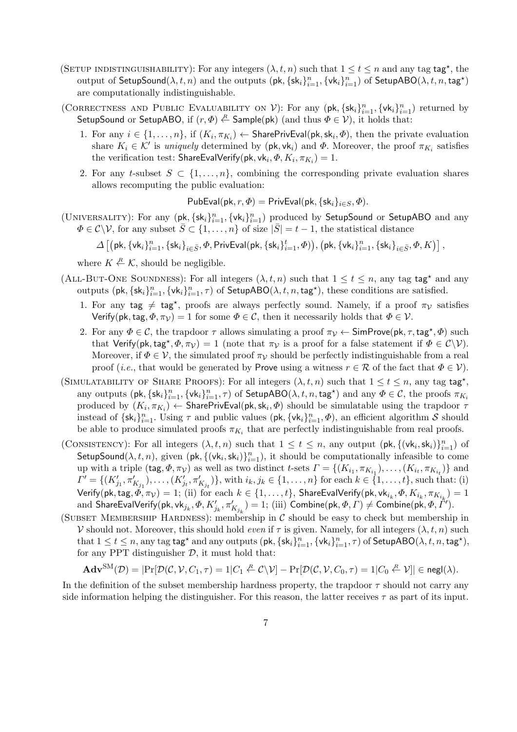(Setup indistinguishability): For any integers $(\lambda, t, n)$ such that $1 \le t \le n$ and any tag $\mathsf{tag}^\star$, the output of $\mathsf{SetupSound}(\lambda, t, n)$ and the outputs $(\mathsf{pk}, \{\mathsf{sk}_i\}_{i=1}^n, \{\mathsf{vk}_i\}_{i=1}^n)$ of $\mathsf{SetupABO}(\lambda, t, n, \mathsf{tag}^\star)$ are computationally indistinguishable.

(Correctness and Public Evaluability on $\mathcal{V}$): For any $(\mathsf{pk}, \{\mathsf{sk}_i\}_{i=1}^n, \{\mathsf{vk}_i\}_{i=1}^n)$ returned by $\mathsf{SetupSound}$ or $\mathsf{SetupABO}$, if $(r, \Phi) \xleftarrow{R} \mathsf{Sample}(\mathsf{pk})$ (and thus $\Phi \in \mathcal{V}$), it holds that:

1. For any $i \in \{1, \ldots, n\}$, if $(K_i, \pi_{K_i}) \leftarrow \mathsf{SharePrivEval}(\mathsf{pk}, \mathsf{sk}_i, \Phi)$, then the private evaluation share $K_i \in \mathcal{K}'$ is *uniquely* determined by $(\mathsf{pk}, \mathsf{vk}_i)$ and $\Phi$. Moreover, the proof $\pi_{K_i}$ satisfies the verification test: $\mathsf{ShareEvalVerify}(\mathsf{pk}, \mathsf{vk}_i, \Phi, K_i, \pi_{K_i}) = 1$.
2. For any $t$-subset $S \subset \{1, \ldots, n\}$, combining the corresponding private evaluation shares allows recomputing the public evaluation:

$$\mathsf{PubEval}(\mathsf{pk}, r, \Phi) = \mathsf{PrivEval}(\mathsf{pk}, \{\mathsf{sk}_i\}_{i \in S}, \Phi).$$

(Universality): For any $(\mathsf{pk}, \{\mathsf{sk}_i\}_{i=1}^n, \{\mathsf{vk}_i\}_{i=1}^n)$ produced by $\mathsf{SetupSound}$ or $\mathsf{SetupABO}$ and any $\Phi \in \mathcal{C} \backslash \mathcal{V}$, for any subset $\bar{S} \subset \{1, \ldots, n\}$ of size $|\bar{S}| = t - 1$, the statistical distance

$$\Delta\left[\left(\mathsf{pk}, \{\mathsf{vk}_i\}_{i=1}^n, \{\mathsf{sk}_i\}_{i \in \bar{S}}, \Phi, \mathsf{PrivEval}(\mathsf{pk}, \{\mathsf{sk}_i\}_{i=1}^t, \Phi)\right), \left(\mathsf{pk}, \{\mathsf{vk}_i\}_{i=1}^n, \{\mathsf{sk}_i\}_{i \in \bar{S}}, \Phi, K\right)\right],$$

where $K \xleftarrow{R} \mathcal{K}$, should be negligible.

(All-But-One Soundness): For all integers $(\lambda, t, n)$ such that $1 \le t \le n$, any tag $\mathsf{tag}^\star$ and any outputs $(\mathsf{pk}, \{\mathsf{sk}_i\}_{i=1}^n, \{\mathsf{vk}_i\}_{i=1}^n, \tau)$ of $\mathsf{SetupABO}(\lambda, t, n, \mathsf{tag}^\star)$, these conditions are satisfied.

1. For any $\mathsf{tag} \neq \mathsf{tag}^\star$, proofs are always perfectly sound. Namely, if a proof $\pi_{\mathcal{V}}$ satisfies $\mathsf{Verify}(\mathsf{pk}, \mathsf{tag}, \Phi, \pi_{\mathcal{V}}) = 1$ for some $\Phi \in \mathcal{C}$, then it necessarily holds that $\Phi \in \mathcal{V}$.
2. For any $\Phi \in \mathcal{C}$, the trapdoor $\tau$ allows simulating a proof $\pi_{\mathcal{V}} \leftarrow \mathsf{SimProve}(\mathsf{pk}, \tau, \mathsf{tag}^\star, \Phi)$ such that $\mathsf{Verify}(\mathsf{pk}, \mathsf{tag}^\star, \Phi, \pi_{\mathcal{V}}) = 1$ (note that $\pi_{\mathcal{V}}$ is a proof for a false statement if $\Phi \in \mathcal{C} \backslash \mathcal{V}$). Moreover, if $\Phi \in \mathcal{V}$, the simulated proof $\pi_{\mathcal{V}}$ should be perfectly indistinguishable from a real proof (*i.e.*, that would be generated by $\mathsf{Prove}$ using a witness $r \in \mathcal{R}$ of the fact that $\Phi \in \mathcal{V}$).

(Simulatability of Share Proofs): For all integers $(\lambda, t, n)$ such that $1 \le t \le n$, any tag $\mathsf{tag}^\star$, any outputs $(\mathsf{pk}, \{\mathsf{sk}_i\}_{i=1}^n, \{\mathsf{vk}_i\}_{i=1}^n, \tau)$ of $\mathsf{SetupABO}(\lambda, t, n, \mathsf{tag}^\star)$ and any $\Phi \in \mathcal{C}$, the proofs $\pi_{K_i}$ produced by $(K_i, \pi_{K_i}) \leftarrow \mathsf{SharePrivEval}(\mathsf{pk}, \mathsf{sk}_i, \Phi)$ should be simulatable using the trapdoor $\tau$ instead of $\{\mathsf{sk}_i\}_{i=1}^n$. Using $\tau$ and public values $(\mathsf{pk}, \{\mathsf{vk}_i\}_{i=1}^n, \Phi)$, an efficient algorithm $\mathcal{S}$ should be able to produce simulated proofs $\pi_{K_i}$ that are perfectly indistinguishable from real proofs.

(Consistency): For all integers $(\lambda, t, n)$ such that $1 \le t \le n$, any output $(\mathsf{pk}, \{(\mathsf{vk}_i, \mathsf{sk}_i)\}_{i=1}^n)$ of $\mathsf{SetupSound}(\lambda, t, n)$, given $(\mathsf{pk}, \{(\mathsf{vk}_i, \mathsf{sk}_i)\}_{i=1}^n)$, it should be computationally infeasible to come up with a triple $(\mathsf{tag}, \Phi, \pi_{\mathcal{V}})$ as well as two distinct $t$-sets $\Gamma = \{(K_{i_1}, \pi_{K_{i_1}}), \ldots, (K_{i_t}, \pi_{K_{i_t}})\}$ and $\Gamma' = \{(K'_{j_1}, \pi'_{K_{j_1}}), \ldots, (K'_{j_t}, \pi'_{K_{j_t}})\}$, with $i_k, j_k \in \{1, \ldots, n\}$ for each $k \in \{1, \ldots, t\}$, such that: (i) $\mathsf{Verify}(\mathsf{pk}, \mathsf{tag}, \Phi, \pi_{\mathcal{V}}) = 1$; (ii) for each $k \in \{1, \ldots, t\}$, $\mathsf{ShareEvalVerify}(\mathsf{pk}, \mathsf{vk}_{i_k}, \Phi, K_{i_k}, \pi_{K_{i_k}}) = 1$ and $\mathsf{ShareEvalVerify}(\mathsf{pk}, \mathsf{vk}_{j_k}, \Phi, K'_{j_k}, \pi'_{K_{j_k}}) = 1$; (iii) $\mathsf{Combine}(\mathsf{pk}, \Phi, \Gamma) \neq \mathsf{Combine}(\mathsf{pk}, \Phi, \Gamma')$.

(Subset Membership Hardness): membership in $\mathcal{C}$ should be easy to check but membership in $\mathcal{V}$ should not. Moreover, this should hold *even* if $\tau$ is given. Namely, for all integers $(\lambda, t, n)$ such that $1 \le t \le n$, any tag $\mathsf{tag}^\star$ and any outputs $(\mathsf{pk}, \{\mathsf{sk}_i\}_{i=1}^n, \{\mathsf{vk}_i\}_{i=1}^n, \tau)$ of $\mathsf{SetupABO}(\lambda, t, n, \mathsf{tag}^\star)$, for any PPT distinguisher $\mathcal{D}$, it must hold that:

$$\mathbf{Adv}^{\mathrm{SM}}(\mathcal{D}) = |\Pr[\mathcal{D}(\mathcal{C}, \mathcal{V}, C_1, \tau) = 1 | C_1 \xleftarrow{R} \mathcal{C} \backslash \mathcal{V}] - \Pr[\mathcal{D}(\mathcal{C}, \mathcal{V}, C_0, \tau) = 1 | C_0 \xleftarrow{R} \mathcal{V}]| \in \mathsf{negl}(\lambda).$$

In the definition of the subset membership hardness property, the trapdoor $\tau$ should not carry any side information helping the distinguisher. For this reason, the latter receives $\tau$ as part of its input.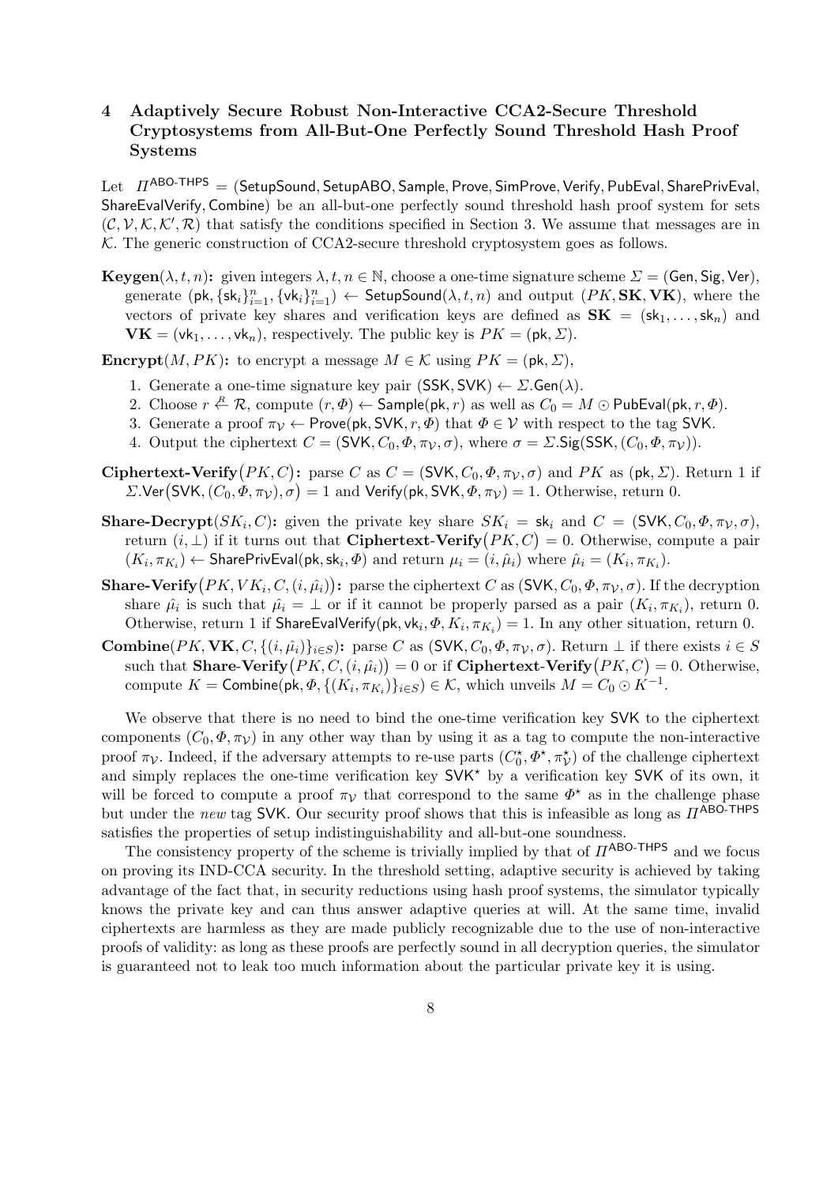## 4 Adaptively Secure Robust Non-Interactive CCA2-Secure Threshold Cryptosystems from All-But-One Perfectly Sound Threshold Hash Proof Systems

Let $\Pi^{\mathsf{ABO\text{-}THPS}} = (\mathsf{SetupSound}, \mathsf{SetupABO}, \mathsf{Sample}, \mathsf{Prove}, \mathsf{SimProve}, \mathsf{Verify}, \mathsf{PubEval}, \mathsf{SharePrivEval}, \mathsf{ShareEvalVerify}, \mathsf{Combine})$ be an all-but-one perfectly sound threshold hash proof system for sets $(\mathcal{C}, \mathcal{V}, \mathcal{K}, \mathcal{K}', \mathcal{R})$ that satisfy the conditions specified in Section 3. We assume that messages are in $\mathcal{K}$. The generic construction of CCA2-secure threshold cryptosystem goes as follows.

**Keygen**$(\lambda, t, n)$**:** given integers $\lambda, t, n \in \mathbb{N}$, choose a one-time signature scheme $\Sigma = (\mathsf{Gen}, \mathsf{Sig}, \mathsf{Ver})$, generate $(\mathsf{pk}, \{\mathsf{sk}_i\}_{i=1}^n, \{\mathsf{vk}_i\}_{i=1}^n) \leftarrow \mathsf{SetupSound}(\lambda, t, n)$ and output $(PK, \mathbf{SK}, \mathbf{VK})$, where the vectors of private key shares and verification keys are defined as $\mathbf{SK} = (\mathsf{sk}_1, \ldots, \mathsf{sk}_n)$ and $\mathbf{VK} = (\mathsf{vk}_1, \ldots, \mathsf{vk}_n)$, respectively. The public key is $PK = (\mathsf{pk}, \Sigma)$.

**Encrypt**$(M, PK)$**:** to encrypt a message $M \in \mathcal{K}$ using $PK = (\mathsf{pk}, \Sigma)$,

1. Generate a one-time signature key pair $(\mathsf{SSK}, \mathsf{SVK}) \leftarrow \Sigma.\mathsf{Gen}(\lambda)$.
2. Choose $r \stackrel{R}{\leftarrow} \mathcal{R}$, compute $(r, \Phi) \leftarrow \mathsf{Sample}(\mathsf{pk}, r)$ as well as $C_0 = M \odot \mathsf{PubEval}(\mathsf{pk}, r, \Phi)$.
3. Generate a proof $\pi_{\mathcal{V}} \leftarrow \mathsf{Prove}(\mathsf{pk}, \mathsf{SVK}, r, \Phi)$ that $\Phi \in \mathcal{V}$ with respect to the tag $\mathsf{SVK}$.
4. Output the ciphertext $C = (\mathsf{SVK}, C_0, \Phi, \pi_{\mathcal{V}}, \sigma)$, where $\sigma = \Sigma.\mathsf{Sig}(\mathsf{SSK}, (C_0, \Phi, \pi_{\mathcal{V}}))$.

**Ciphertext-Verify**$\big(PK, C\big)$**:** parse $C$ as $C = (\mathsf{SVK}, C_0, \Phi, \pi_{\mathcal{V}}, \sigma)$ and $PK$ as $(\mathsf{pk}, \Sigma)$. Return 1 if $\Sigma.\mathsf{Ver}\big(\mathsf{SVK}, (C_0, \Phi, \pi_{\mathcal{V}}), \sigma\big) = 1$ and $\mathsf{Verify}(\mathsf{pk}, \mathsf{SVK}, \Phi, \pi_{\mathcal{V}}) = 1$. Otherwise, return 0.

**Share-Decrypt**$(SK_i, C)$**:** given the private key share $SK_i = \mathsf{sk}_i$ and $C = (\mathsf{SVK}, C_0, \Phi, \pi_{\mathcal{V}}, \sigma)$, return $(i, \perp)$ if it turns out that **Ciphertext-Verify**$\big(PK, C\big) = 0$. Otherwise, compute a pair $(K_i, \pi_{K_i}) \leftarrow \mathsf{SharePrivEval}(\mathsf{pk}, \mathsf{sk}_i, \Phi)$ and return $\mu_i = (i, \hat{\mu}_i)$ where $\hat{\mu}_i = (K_i, \pi_{K_i})$.

**Share-Verify**$\big(PK, VK_i, C, (i, \hat{\mu_i})\big)$**:** parse the ciphertext $C$ as $(\mathsf{SVK}, C_0, \Phi, \pi_{\mathcal{V}}, \sigma)$. If the decryption share $\hat{\mu_i}$ is such that $\hat{\mu_i} = \perp$ or if it cannot be properly parsed as a pair $(K_i, \pi_{K_i})$, return 0. Otherwise, return 1 if $\mathsf{ShareEvalVerify}(\mathsf{pk}, \mathsf{vk}_i, \Phi, K_i, \pi_{K_i}) = 1$. In any other situation, return 0.

**Combine**$(PK, \mathbf{VK}, C, \{(i, \hat{\mu_i})\}_{i \in S})$**:** parse $C$ as $(\mathsf{SVK}, C_0, \Phi, \pi_{\mathcal{V}}, \sigma)$. Return $\perp$ if there exists $i \in S$ such that **Share-Verify**$\big(PK, C, (i, \hat{\mu_i})\big) = 0$ or if **Ciphertext-Verify**$\big(PK, C\big) = 0$. Otherwise, compute $K = \mathsf{Combine}(\mathsf{pk}, \Phi, \{(K_i, \pi_{K_i})\}_{i \in S}) \in \mathcal{K}$, which unveils $M = C_0 \odot K^{-1}$.

We observe that there is no need to bind the one-time verification key $\mathsf{SVK}$ to the ciphertext components $(C_0, \Phi, \pi_{\mathcal{V}})$ in any other way than by using it as a tag to compute the non-interactive proof $\pi_{\mathcal{V}}$. Indeed, if the adversary attempts to re-use parts $(C_0^\star, \Phi^\star, \pi_{\mathcal{V}}^\star)$ of the challenge ciphertext and simply replaces the one-time verification key $\mathsf{SVK}^\star$ by a verification key $\mathsf{SVK}$ of its own, it will be forced to compute a proof $\pi_{\mathcal{V}}$ that correspond to the same $\Phi^\star$ as in the challenge phase but under the *new* tag $\mathsf{SVK}$. Our security proof shows that this is infeasible as long as $\Pi^{\mathsf{ABO\text{-}THPS}}$ satisfies the properties of setup indistinguishability and all-but-one soundness.

The consistency property of the scheme is trivially implied by that of $\Pi^{\mathsf{ABO\text{-}THPS}}$ and we focus on proving its IND-CCA security. In the threshold setting, adaptive security is achieved by taking advantage of the fact that, in security reductions using hash proof systems, the simulator typically knows the private key and can thus answer adaptive queries at will. At the same time, invalid ciphertexts are harmless as they are made publicly recognizable due to the use of non-interactive proofs of validity: as long as these proofs are perfectly sound in all decryption queries, the simulator is guaranteed not to leak too much information about the particular private key it is using.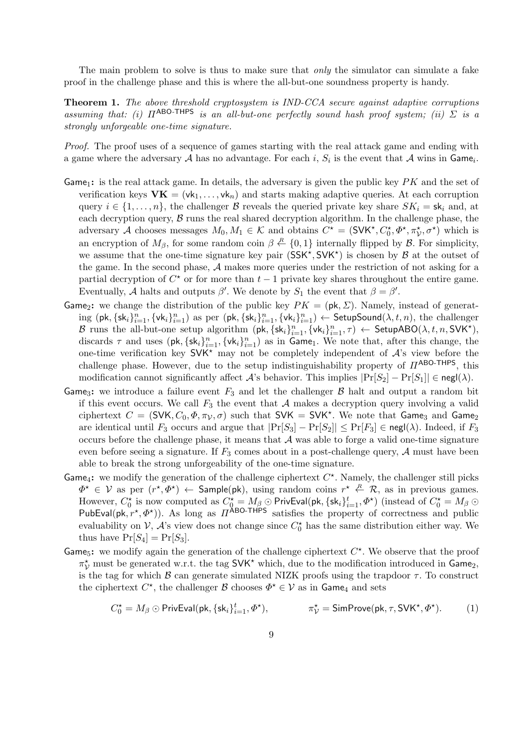The main problem to solve is thus to make sure that *only* the simulator can simulate a fake proof in the challenge phase and this is where the all-but-one soundness property is handy.

**Theorem 1.** *The above threshold cryptosystem is IND-CCA secure against adaptive corruptions assuming that: (i) $\Pi^{\mathsf{ABO\text{-}THPS}}$ is an all-but-one perfectly sound hash proof system; (ii) $\Sigma$ is a strongly unforgeable one-time signature.*

*Proof.* The proof uses of a sequence of games starting with the real attack game and ending with a game where the adversary $\mathcal{A}$ has no advantage. For each $i$, $S_i$ is the event that $\mathcal{A}$ wins in $\mathsf{Game}_i$.

- $\mathsf{Game}_1$**:** is the real attack game. In details, the adversary is given the public key $PK$ and the set of verification keys $\mathbf{VK} = (\mathsf{vk}_1, \ldots, \mathsf{vk}_n)$ and starts making adaptive queries. At each corruption query $i \in \{1, \ldots, n\}$, the challenger $\mathcal{B}$ reveals the queried private key share $SK_i = \mathsf{sk}_i$ and, at each decryption query, $\mathcal{B}$ runs the real shared decryption algorithm. In the challenge phase, the adversary $\mathcal{A}$ chooses messages $M_0, M_1 \in \mathcal{K}$ and obtains $C^\star = (\mathsf{SVK}^\star, C_0^\star, \Phi^\star, \pi_{\mathcal{V}}^\star, \sigma^\star)$ which is an encryption of $M_\beta$, for some random coin $\beta \xleftarrow{R} \{0,1\}$ internally flipped by $\mathcal{B}$. For simplicity, we assume that the one-time signature key pair $(\mathsf{SSK}^\star, \mathsf{SVK}^\star)$ is chosen by $\mathcal{B}$ at the outset of the game. In the second phase, $\mathcal{A}$ makes more queries under the restriction of not asking for a partial decryption of $C^\star$ or for more than $t-1$ private key shares throughout the entire game. Eventually, $\mathcal{A}$ halts and outputs $\beta'$. We denote by $S_1$ the event that $\beta = \beta'$.
- $\mathsf{Game}_2$**:** we change the distribution of the public key $PK = (\mathsf{pk}, \Sigma)$. Namely, instead of generating $(\mathsf{pk}, \{\mathsf{sk}_i\}_{i=1}^n, \{\mathsf{vk}_i\}_{i=1}^n)$ as per $(\mathsf{pk}, \{\mathsf{sk}_i\}_{i=1}^n, \{\mathsf{vk}_i\}_{i=1}^n) \leftarrow \mathsf{SetupSound}(\lambda, t, n)$, the challenger $\mathcal{B}$ runs the all-but-one setup algorithm $(\mathsf{pk}, \{\mathsf{sk}_i\}_{i=1}^n, \{\mathsf{vk}_i\}_{i=1}^n, \tau) \leftarrow \mathsf{SetupABO}(\lambda, t, n, \mathsf{SVK}^\star)$, discards $\tau$ and uses $(\mathsf{pk}, \{\mathsf{sk}_i\}_{i=1}^n, \{\mathsf{vk}_i\}_{i=1}^n)$ as in $\mathsf{Game}_1$. We note that, after this change, the one-time verification key $\mathsf{SVK}^\star$ may not be completely independent of $\mathcal{A}$'s view before the challenge phase. However, due to the setup indistinguishability property of $\Pi^{\mathsf{ABO\text{-}THPS}}$, this modification cannot significantly affect $\mathcal{A}$'s behavior. This implies $|\Pr[S_2] - \Pr[S_1]| \in \mathsf{negl}(\lambda)$.
- $\mathsf{Game}_3$**:** we introduce a failure event $F_3$ and let the challenger $\mathcal{B}$ halt and output a random bit if this event occurs. We call $F_3$ the event that $\mathcal{A}$ makes a decryption query involving a valid ciphertext $C = (\mathsf{SVK}, C_0, \Phi, \pi_{\mathcal{V}}, \sigma)$ such that $\mathsf{SVK} = \mathsf{SVK}^\star$. We note that $\mathsf{Game}_3$ and $\mathsf{Game}_2$ are identical until $F_3$ occurs and argue that $|\Pr[S_3] - \Pr[S_2]| \leq \Pr[F_3] \in \mathsf{negl}(\lambda)$. Indeed, if $F_3$ occurs before the challenge phase, it means that $\mathcal{A}$ was able to forge a valid one-time signature even before seeing a signature. If $F_3$ comes about in a post-challenge query, $\mathcal{A}$ must have been able to break the strong unforgeability of the one-time signature.
- $\mathsf{Game}_4$**:** we modify the generation of the challenge ciphertext $C^\star$. Namely, the challenger still picks $\Phi^\star \in \mathcal{V}$ as per $(r^\star, \Phi^\star) \leftarrow \mathsf{Sample}(\mathsf{pk})$, using random coins $r^\star \xleftarrow{R} \mathcal{R}$, as in previous games. However, $C_0^\star$ is now computed as $C_0^\star = M_\beta \odot \mathsf{PrivEval}(\mathsf{pk}, \{\mathsf{sk}_i\}_{i=1}^t, \Phi^\star)$ (instead of $C_0^\star = M_\beta \odot \mathsf{PubEval}(\mathsf{pk}, r^\star, \Phi^\star)$). As long as $\Pi^{\mathsf{ABO\text{-}THPS}}$ satisfies the property of correctness and public evaluability on $\mathcal{V}$, $\mathcal{A}$'s view does not change since $C_0^\star$ has the same distribution either way. We thus have $\Pr[S_4] = \Pr[S_3]$.
- $\mathsf{Game}_5$**:** we modify again the generation of the challenge ciphertext $C^\star$. We observe that the proof $\pi_{\mathcal{V}}^\star$ must be generated w.r.t. the tag $\mathsf{SVK}^\star$ which, due to the modification introduced in $\mathsf{Game}_2$, is the tag for which $\mathcal{B}$ can generate simulated NIZK proofs using the trapdoor $\tau$. To construct the ciphertext $C^\star$, the challenger $\mathcal{B}$ chooses $\Phi^\star \in \mathcal{V}$ as in $\mathsf{Game}_4$ and sets

$$C_0^\star = M_\beta \odot \mathsf{PrivEval}(\mathsf{pk}, \{\mathsf{sk}_i\}_{i=1}^t, \Phi^\star), \qquad \pi_{\mathcal{V}}^\star = \mathsf{SimProve}(\mathsf{pk}, \tau, \mathsf{SVK}^\star, \Phi^\star). \tag{1}$$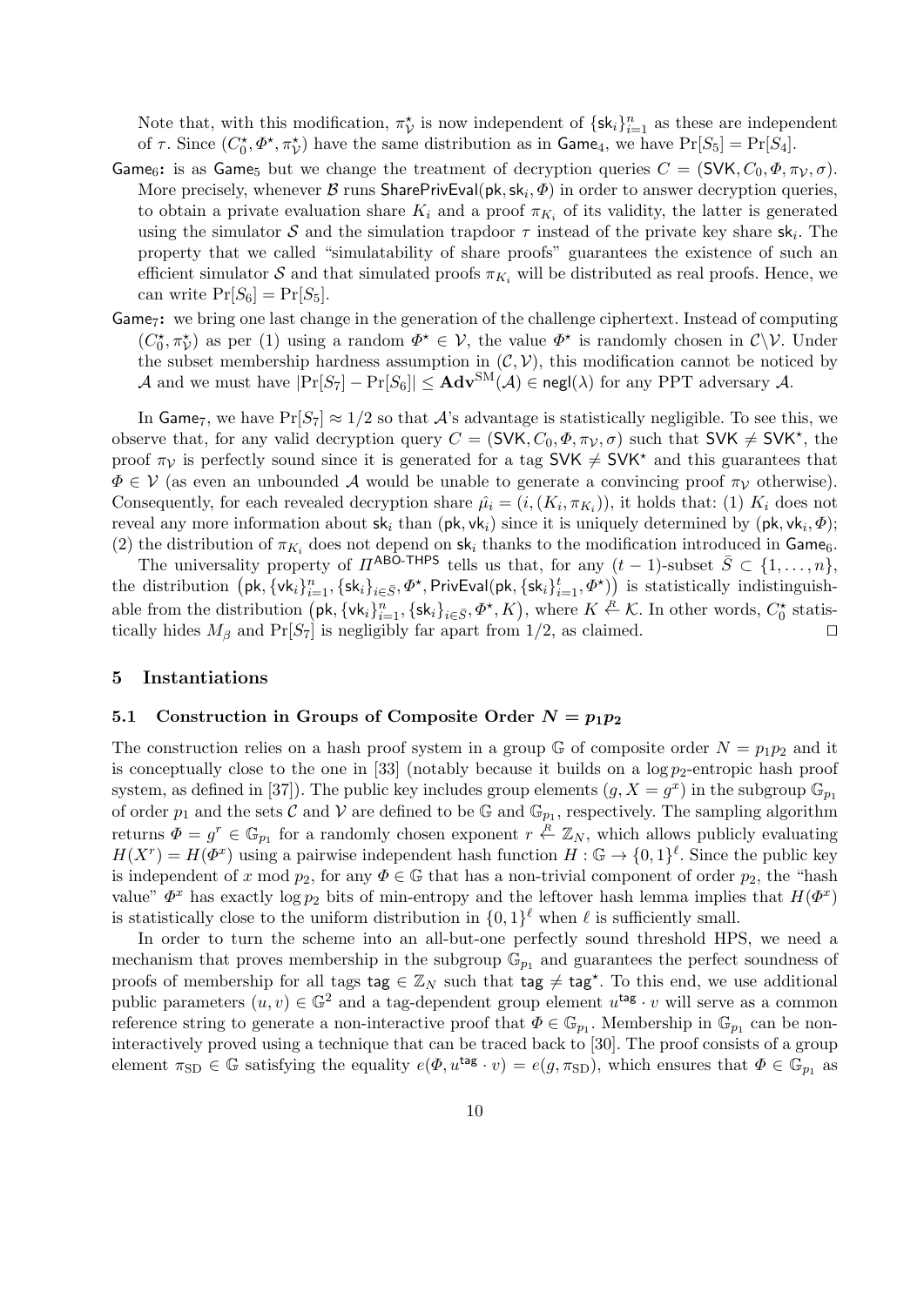Note that, with this modification, $\pi_{\mathcal{V}}^\star$ is now independent of $\{\mathsf{sk}_i\}_{i=1}^n$ as these are independent of $\tau$. Since $(C_0^\star, \Phi^\star, \pi_{\mathcal{V}}^\star)$ have the same distribution as in $\mathsf{Game}_4$, we have $\Pr[S_5] = \Pr[S_4]$.

$\mathsf{Game}_6$**:** is as $\mathsf{Game}_5$ but we change the treatment of decryption queries $C = (\mathsf{SVK}, C_0, \Phi, \pi_{\mathcal{V}}, \sigma)$. More precisely, whenever $\mathcal{B}$ runs $\mathsf{SharePrivEval}(\mathsf{pk}, \mathsf{sk}_i, \Phi)$ in order to answer decryption queries, to obtain a private evaluation share $K_i$ and a proof $\pi_{K_i}$ of its validity, the latter is generated using the simulator $\mathcal{S}$ and the simulation trapdoor $\tau$ instead of the private key share $\mathsf{sk}_i$. The property that we called "simulatability of share proofs" guarantees the existence of such an efficient simulator $\mathcal{S}$ and that simulated proofs $\pi_{K_i}$ will be distributed as real proofs. Hence, we can write $\Pr[S_6] = \Pr[S_5]$.

$\mathsf{Game}_7$**:** we bring one last change in the generation of the challenge ciphertext. Instead of computing $(C_0^\star, \pi_{\mathcal{V}}^\star)$ as per (1) using a random $\Phi^\star \in \mathcal{V}$, the value $\Phi^\star$ is randomly chosen in $\mathcal{C} \backslash \mathcal{V}$. Under the subset membership hardness assumption in $(\mathcal{C}, \mathcal{V})$, this modification cannot be noticed by $\mathcal{A}$ and we must have $|\Pr[S_7] - \Pr[S_6]| \leq \mathbf{Adv}^{\mathrm{SM}}(\mathcal{A}) \in \mathsf{negl}(\lambda)$ for any PPT adversary $\mathcal{A}$.

In $\mathsf{Game}_7$, we have $\Pr[S_7] \approx 1/2$ so that $\mathcal{A}$'s advantage is statistically negligible. To see this, we observe that, for any valid decryption query $C = (\mathsf{SVK}, C_0, \Phi, \pi_{\mathcal{V}}, \sigma)$ such that $\mathsf{SVK} \neq \mathsf{SVK}^\star$, the proof $\pi_{\mathcal{V}}$ is perfectly sound since it is generated for a tag $\mathsf{SVK} \neq \mathsf{SVK}^\star$ and this guarantees that $\Phi \in \mathcal{V}$ (as even an unbounded $\mathcal{A}$ would be unable to generate a convincing proof $\pi_{\mathcal{V}}$ otherwise). Consequently, for each revealed decryption share $\hat{\mu_i} = (i, (K_i, \pi_{K_i}))$, it holds that: (1) $K_i$ does not reveal any more information about $\mathsf{sk}_i$ than $(\mathsf{pk}, \mathsf{vk}_i)$ since it is uniquely determined by $(\mathsf{pk}, \mathsf{vk}_i, \Phi)$; (2) the distribution of $\pi_{K_i}$ does not depend on $\mathsf{sk}_i$ thanks to the modification introduced in $\mathsf{Game}_6$.

The universality property of $\Pi^{\mathsf{ABO\text{-}THPS}}$ tells us that, for any $(t-1)$-subset $\bar{S} \subset \{1, \ldots, n\}$, the distribution $\big(\mathsf{pk}, \{\mathsf{vk}_i\}_{i=1}^n, \{\mathsf{sk}_i\}_{i \in \bar{S}}, \Phi^\star, \mathsf{PrivEval}(\mathsf{pk}, \{\mathsf{sk}_i\}_{i=1}^t, \Phi^\star)\big)$ is statistically indistinguishable from the distribution $\big(\mathsf{pk}, \{\mathsf{vk}_i\}_{i=1}^n, \{\mathsf{sk}_i\}_{i \in \bar{S}}, \Phi^\star, K\big)$, where $K \stackrel{R}{\leftarrow} \mathcal{K}$. In other words, $C_0^\star$ statistically hides $M_\beta$ and $\Pr[S_7]$ is negligibly far apart from $1/2$, as claimed. $\square$

## 5 Instantiations

### 5.1 Construction in Groups of Composite Order $N = p_1 p_2$

The construction relies on a hash proof system in a group $\mathbb{G}$ of composite order $N = p_1 p_2$ and it is conceptually close to the one in [33] (notably because it builds on a $\log p_2$-entropic hash proof system, as defined in [37]). The public key includes group elements $(g, X = g^x)$ in the subgroup $\mathbb{G}_{p_1}$ of order $p_1$ and the sets $\mathcal{C}$ and $\mathcal{V}$ are defined to be $\mathbb{G}$ and $\mathbb{G}_{p_1}$, respectively. The sampling algorithm returns $\Phi = g^r \in \mathbb{G}_{p_1}$ for a randomly chosen exponent $r \stackrel{R}{\leftarrow} \mathbb{Z}_N$, which allows publicly evaluating $H(X^r) = H(\Phi^x)$ using a pairwise independent hash function $H : \mathbb{G} \to \{0,1\}^\ell$. Since the public key is independent of $x \bmod p_2$, for any $\Phi \in \mathbb{G}$ that has a non-trivial component of order $p_2$, the "hash value" $\Phi^x$ has exactly $\log p_2$ bits of min-entropy and the leftover hash lemma implies that $H(\Phi^x)$ is statistically close to the uniform distribution in $\{0,1\}^\ell$ when $\ell$ is sufficiently small.

In order to turn the scheme into an all-but-one perfectly sound threshold HPS, we need a mechanism that proves membership in the subgroup $\mathbb{G}_{p_1}$ and guarantees the perfect soundness of proofs of membership for all tags $\mathsf{tag} \in \mathbb{Z}_N$ such that $\mathsf{tag} \neq \mathsf{tag}^\star$. To this end, we use additional public parameters $(u, v) \in \mathbb{G}^2$ and a tag-dependent group element $u^{\mathsf{tag}} \cdot v$ will serve as a common reference string to generate a non-interactive proof that $\Phi \in \mathbb{G}_{p_1}$. Membership in $\mathbb{G}_{p_1}$ can be non-interactively proved using a technique that can be traced back to [30]. The proof consists of a group element $\pi_{\mathrm{SD}} \in \mathbb{G}$ satisfying the equality $e(\Phi, u^{\mathsf{tag}} \cdot v) = e(g, \pi_{\mathrm{SD}})$, which ensures that $\Phi \in \mathbb{G}_{p_1}$ as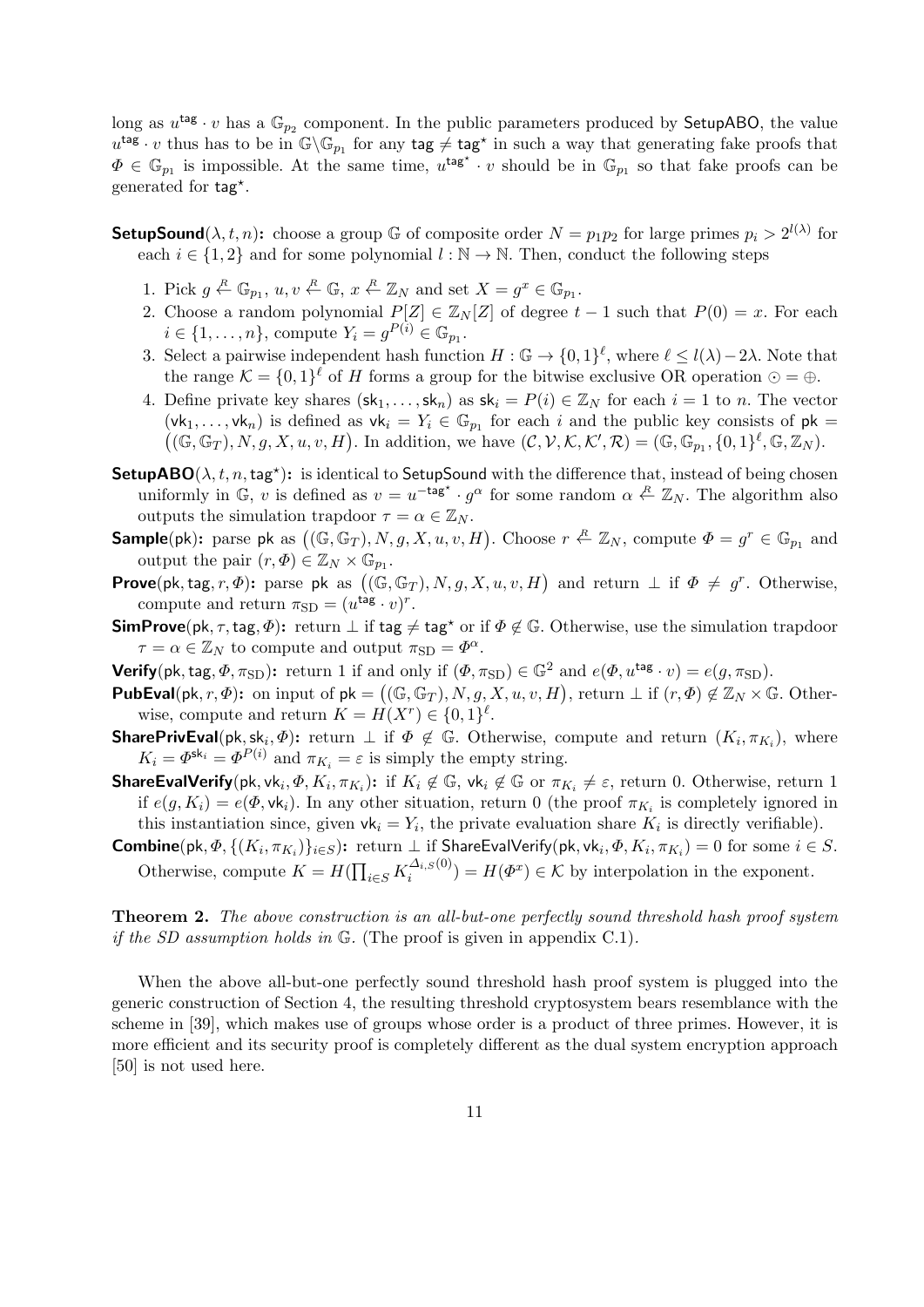long as $u^{\mathsf{tag}} \cdot v$ has a $\mathbb{G}_{p_2}$ component. In the public parameters produced by SetupABO, the value $u^{\mathsf{tag}} \cdot v$ thus has to be in $\mathbb{G} \backslash \mathbb{G}_{p_1}$ for any $\mathsf{tag} \neq \mathsf{tag}^\star$ in such a way that generating fake proofs that $\Phi \in \mathbb{G}_{p_1}$ is impossible. At the same time, $u^{\mathsf{tag}^\star} \cdot v$ should be in $\mathbb{G}_{p_1}$ so that fake proofs can be generated for $\mathsf{tag}^\star$.

**SetupSound**$(\lambda, t, n)$**:** choose a group $\mathbb{G}$ of composite order $N = p_1 p_2$ for large primes $p_i > 2^{l(\lambda)}$ for each $i \in \{1, 2\}$ and for some polynomial $l : \mathbb{N} \to \mathbb{N}$. Then, conduct the following steps

1. Pick $g \stackrel{R}{\leftarrow} \mathbb{G}_{p_1}$, $u, v \stackrel{R}{\leftarrow} \mathbb{G}$, $x \stackrel{R}{\leftarrow} \mathbb{Z}_N$ and set $X = g^x \in \mathbb{G}_{p_1}$.
2. Choose a random polynomial $P[Z] \in \mathbb{Z}_N[Z]$ of degree $t-1$ such that $P(0) = x$. For each $i \in \{1, \ldots, n\}$, compute $Y_i = g^{P(i)} \in \mathbb{G}_{p_1}$.
3. Select a pairwise independent hash function $H : \mathbb{G} \to \{0,1\}^\ell$, where $\ell \leq l(\lambda) - 2\lambda$. Note that the range $\mathcal{K} = \{0,1\}^\ell$ of $H$ forms a group for the bitwise exclusive OR operation $\odot = \oplus$.
4. Define private key shares $(\mathsf{sk}_1, \ldots, \mathsf{sk}_n)$ as $\mathsf{sk}_i = P(i) \in \mathbb{Z}_N$ for each $i = 1$ to $n$. The vector $(\mathsf{vk}_1, \ldots, \mathsf{vk}_n)$ is defined as $\mathsf{vk}_i = Y_i \in \mathbb{G}_{p_1}$ for each $i$ and the public key consists of $\mathsf{pk} = \big((\mathbb{G}, \mathbb{G}_T), N, g, X, u, v, H\big)$. In addition, we have $(\mathcal{C}, \mathcal{V}, \mathcal{K}, \mathcal{K}', \mathcal{R}) = (\mathbb{G}, \mathbb{G}_{p_1}, \{0,1\}^\ell, \mathbb{G}, \mathbb{Z}_N)$.

**SetupABO**$(\lambda, t, n, \mathsf{tag}^\star)$**:** is identical to SetupSound with the difference that, instead of being chosen uniformly in $\mathbb{G}$, $v$ is defined as $v = u^{-\mathsf{tag}^\star} \cdot g^\alpha$ for some random $\alpha \stackrel{R}{\leftarrow} \mathbb{Z}_N$. The algorithm also outputs the simulation trapdoor $\tau = \alpha \in \mathbb{Z}_N$.

**Sample**$(\mathsf{pk})$**:** parse $\mathsf{pk}$ as $\big((\mathbb{G}, \mathbb{G}_T), N, g, X, u, v, H\big)$. Choose $r \stackrel{R}{\leftarrow} \mathbb{Z}_N$, compute $\Phi = g^r \in \mathbb{G}_{p_1}$ and output the pair $(r, \Phi) \in \mathbb{Z}_N \times \mathbb{G}_{p_1}$.

**Prove**$(\mathsf{pk}, \mathsf{tag}, r, \Phi)$**:** parse $\mathsf{pk}$ as $\big((\mathbb{G}, \mathbb{G}_T), N, g, X, u, v, H\big)$ and return $\perp$ if $\Phi \neq g^r$. Otherwise, compute and return $\pi_{\mathrm{SD}} = (u^{\mathsf{tag}} \cdot v)^r$.

**SimProve**$(\mathsf{pk}, \tau, \mathsf{tag}, \Phi)$**:** return $\perp$ if $\mathsf{tag} \neq \mathsf{tag}^\star$ or if $\Phi \notin \mathbb{G}$. Otherwise, use the simulation trapdoor $\tau = \alpha \in \mathbb{Z}_N$ to compute and output $\pi_{\mathrm{SD}} = \Phi^\alpha$.

**Verify**$(\mathsf{pk}, \mathsf{tag}, \Phi, \pi_{\mathrm{SD}})$**:** return 1 if and only if $(\Phi, \pi_{\mathrm{SD}}) \in \mathbb{G}^2$ and $e(\Phi, u^{\mathsf{tag}} \cdot v) = e(g, \pi_{\mathrm{SD}})$.

**PubEval**$(\mathsf{pk}, r, \Phi)$**:** on input of $\mathsf{pk} = \big((\mathbb{G}, \mathbb{G}_T), N, g, X, u, v, H\big)$, return $\perp$ if $(r, \Phi) \notin \mathbb{Z}_N \times \mathbb{G}$. Otherwise, compute and return $K = H(X^r) \in \{0,1\}^\ell$.

**SharePrivEval**$(\mathsf{pk}, \mathsf{sk}_i, \Phi)$**:** return $\perp$ if $\Phi \notin \mathbb{G}$. Otherwise, compute and return $(K_i, \pi_{K_i})$, where $K_i = \Phi^{\mathsf{sk}_i} = \Phi^{P(i)}$ and $\pi_{K_i} = \varepsilon$ is simply the empty string.

**ShareEvalVerify**$(\mathsf{pk}, \mathsf{vk}_i, \Phi, K_i, \pi_{K_i})$**:** if $K_i \notin \mathbb{G}$, $\mathsf{vk}_i \notin \mathbb{G}$ or $\pi_{K_i} \neq \varepsilon$, return 0. Otherwise, return 1 if $e(g, K_i) = e(\Phi, \mathsf{vk}_i)$. In any other situation, return 0 (the proof $\pi_{K_i}$ is completely ignored in this instantiation since, given $\mathsf{vk}_i = Y_i$, the private evaluation share $K_i$ is directly verifiable).

**Combine**$(\mathsf{pk}, \Phi, \{(K_i, \pi_{K_i})\}_{i \in S})$**:** return $\perp$ if $\mathsf{ShareEvalVerify}(\mathsf{pk}, \mathsf{vk}_i, \Phi, K_i, \pi_{K_i}) = 0$ for some $i \in S$. Otherwise, compute $K = H(\prod_{i \in S} K_i^{\Delta_{i,S}(0)}) = H(\Phi^x) \in \mathcal{K}$ by interpolation in the exponent.

**Theorem 2.** *The above construction is an all-but-one perfectly sound threshold hash proof system if the SD assumption holds in $\mathbb{G}$.* (The proof is given in appendix C.1).

When the above all-but-one perfectly sound threshold hash proof system is plugged into the generic construction of Section 4, the resulting threshold cryptosystem bears resemblance with the scheme in [39], which makes use of groups whose order is a product of three primes. However, it is more efficient and its security proof is completely different as the dual system encryption approach [50] is not used here.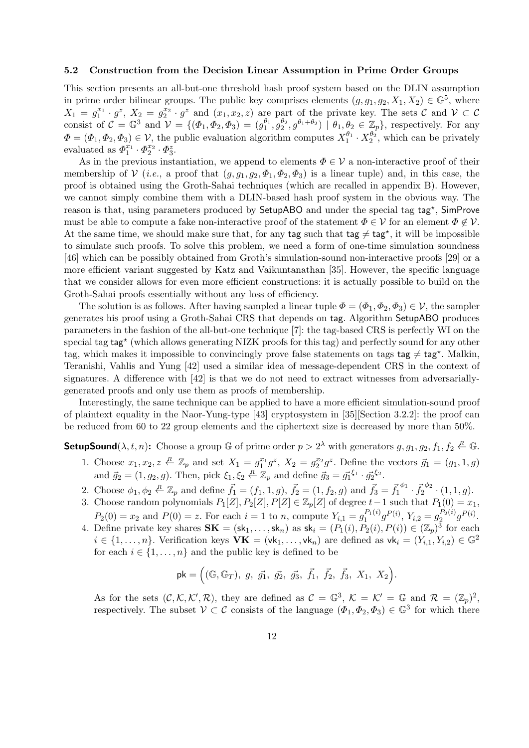### 5.2 Construction from the Decision Linear Assumption in Prime Order Groups

This section presents an all-but-one threshold hash proof system based on the DLIN assumption in prime order bilinear groups. The public key comprises elements $(g, g_1, g_2, X_1, X_2) \in \mathbb{G}^5$, where $X_1 = g_1^{x_1} \cdot g^z$, $X_2 = g_2^{x_2} \cdot g^z$ and $(x_1, x_2, z)$ are part of the private key. The sets $\mathcal{C}$ and $\mathcal{V} \subset \mathcal{C}$ consist of $\mathcal{C} = \mathbb{G}^3$ and $\mathcal{V} = \{(\Phi_1, \Phi_2, \Phi_3) = (g_1^{\theta_1}, g_2^{\theta_2}, g^{\theta_1+\theta_2}) \mid \theta_1, \theta_2 \in \mathbb{Z}_p\}$, respectively. For any $\Phi = (\Phi_1, \Phi_2, \Phi_3) \in \mathcal{V}$, the public evaluation algorithm computes $X_1^{\theta_1} \cdot X_2^{\theta_2}$, which can be privately evaluated as $\Phi_1^{x_1} \cdot \Phi_2^{x_2} \cdot \Phi_3^{z}$.

As in the previous instantiation, we append to elements $\Phi \in \mathcal{V}$ a non-interactive proof of their membership of $\mathcal{V}$ (*i.e.*, a proof that $(g, g_1, g_2, \Phi_1, \Phi_2, \Phi_3)$ is a linear tuple) and, in this case, the proof is obtained using the Groth-Sahai techniques (which are recalled in appendix B). However, we cannot simply combine them with a DLIN-based hash proof system in the obvious way. The reason is that, using parameters produced by SetupABO and under the special tag $\mathsf{tag}^\star$, SimProve must be able to compute a fake non-interactive proof of the statement $\Phi \in \mathcal{V}$ for an element $\Phi \notin \mathcal{V}$. At the same time, we should make sure that, for any tag such that $\mathsf{tag} \neq \mathsf{tag}^\star$, it will be impossible to simulate such proofs. To solve this problem, we need a form of one-time simulation soundness [46] which can be possibly obtained from Groth's simulation-sound non-interactive proofs [29] or a more efficient variant suggested by Katz and Vaikuntanathan [35]. However, the specific language that we consider allows for even more efficient constructions: it is actually possible to build on the Groth-Sahai proofs essentially without any loss of efficiency.

The solution is as follows. After having sampled a linear tuple $\Phi = (\Phi_1, \Phi_2, \Phi_3) \in \mathcal{V}$, the sampler generates his proof using a Groth-Sahai CRS that depends on tag. Algorithm SetupABO produces parameters in the fashion of the all-but-one technique [7]: the tag-based CRS is perfectly WI on the special tag $\mathsf{tag}^\star$ (which allows generating NIZK proofs for this tag) and perfectly sound for any other tag, which makes it impossible to convincingly prove false statements on tags $\mathsf{tag} \neq \mathsf{tag}^\star$. Malkin, Teranishi, Vahlis and Yung [42] used a similar idea of message-dependent CRS in the context of signatures. A difference with [42] is that we do not need to extract witnesses from adversarially-generated proofs and only use them as proofs of membership.

Interestingly, the same technique can be applied to have a more efficient simulation-sound proof of plaintext equality in the Naor-Yung-type [43] cryptosystem in [35][Section 3.2.2]: the proof can be reduced from 60 to 22 group elements and the ciphertext size is decreased by more than 50%.

**SetupSound**$(\lambda, t, n)$**:** Choose a group $\mathbb{G}$ of prime order $p > 2^\lambda$ with generators $g, g_1, g_2, f_1, f_2 \stackrel{R}{\leftarrow} \mathbb{G}$.

1. Choose $x_1, x_2, z \stackrel{R}{\leftarrow} \mathbb{Z}_p$ and set $X_1 = g_1^{x_1} g^z$, $X_2 = g_2^{x_2} g^z$. Define the vectors $\vec{g}_1 = (g_1, 1, g)$ and $\vec{g}_2 = (1, g_2, g)$. Then, pick $\xi_1, \xi_2 \stackrel{R}{\leftarrow} \mathbb{Z}_p$ and define $\vec{g}_3 = \vec{g_1}^{\xi_1} \cdot \vec{g_2}^{\xi_2}$.
2. Choose $\phi_1, \phi_2 \stackrel{R}{\leftarrow} \mathbb{Z}_p$ and define $\vec{f_1} = (f_1, 1, g)$, $\vec{f_2} = (1, f_2, g)$ and $\vec{f_3} = \vec{f_1}^{\phi_1} \cdot \vec{f_2}^{\phi_2} \cdot (1, 1, g)$.
3. Choose random polynomials $P_1[Z], P_2[Z], P[Z] \in \mathbb{Z}_p[Z]$ of degree $t-1$ such that $P_1(0) = x_1$, $P_2(0) = x_2$ and $P(0) = z$. For each $i = 1$ to $n$, compute $Y_{i,1} = g_1^{P_1(i)} g^{P(i)}$, $Y_{i,2} = g_2^{P_2(i)} g^{P(i)}$.
4. Define private key shares $\mathbf{SK} = (\mathsf{sk}_1, \ldots, \mathsf{sk}_n)$ as $\mathsf{sk}_i = (P_1(i), P_2(i), P(i)) \in (\mathbb{Z}_p)^3$ for each $i \in \{1, \ldots, n\}$. Verification keys $\mathbf{VK} = (\mathsf{vk}_1, \ldots, \mathsf{vk}_n)$ are defined as $\mathsf{vk}_i = (Y_{i,1}, Y_{i,2}) \in \mathbb{G}^2$ for each $i \in \{1, \ldots, n\}$ and the public key is defined to be

$$\mathsf{pk} = \Big( (\mathbb{G}, \mathbb{G}_T),\ g,\ \vec{g_1},\ \vec{g_2},\ \vec{g_3},\ \vec{f_1},\ \vec{f_2},\ \vec{f_3},\ X_1,\ X_2 \Big).$$

As for the sets $(\mathcal{C}, \mathcal{K}, \mathcal{K}', \mathcal{R})$, they are defined as $\mathcal{C} = \mathbb{G}^3$, $\mathcal{K} = \mathcal{K}' = \mathbb{G}$ and $\mathcal{R} = (\mathbb{Z}_p)^2$, respectively. The subset $\mathcal{V} \subset \mathcal{C}$ consists of the language $(\Phi_1, \Phi_2, \Phi_3) \in \mathbb{G}^3$ for which there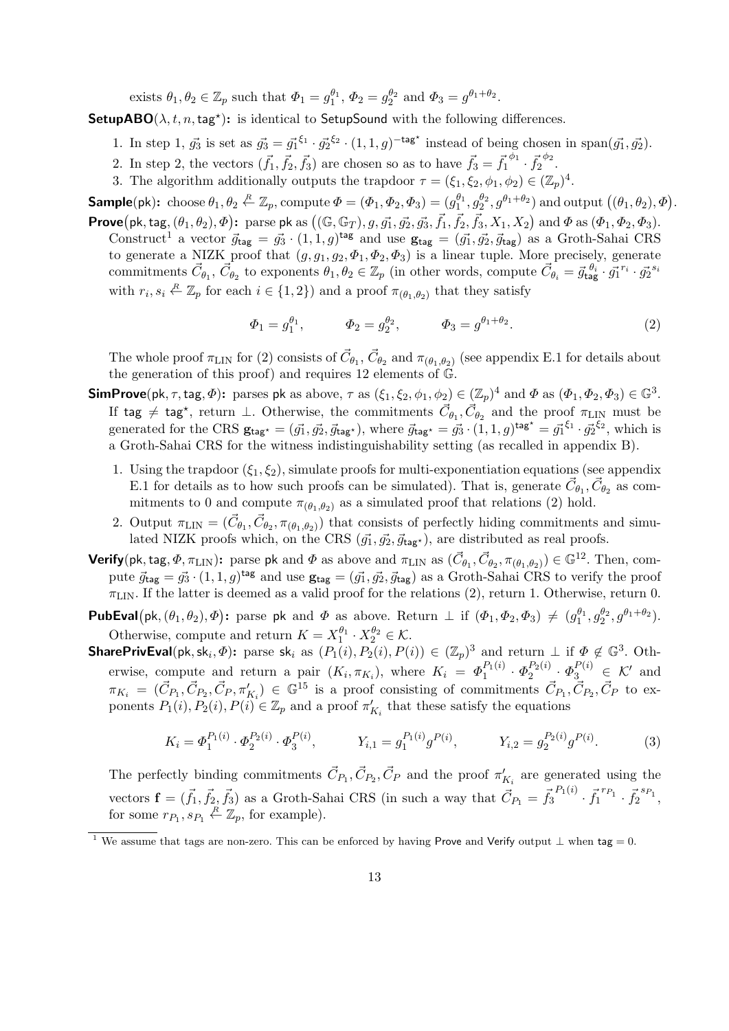exists $\theta_1, \theta_2 \in \mathbb{Z}_p$ such that $\Phi_1 = g_1^{\theta_1}$, $\Phi_2 = g_2^{\theta_2}$ and $\Phi_3 = g^{\theta_1+\theta_2}$.

**SetupABO**$(\lambda, t, n, \mathsf{tag}^\star)$**:** is identical to SetupSound with the following differences.

1. In step 1, $\vec{g_3}$ is set as $\vec{g_3} = \vec{g_1}^{\xi_1} \cdot \vec{g_2}^{\xi_2} \cdot (1, 1, g)^{-\mathsf{tag}^\star}$ instead of being chosen in $\mathrm{span}(\vec{g_1}, \vec{g_2})$.
2. In step 2, the vectors $(\vec{f_1}, \vec{f_2}, \vec{f_3})$ are chosen so as to have $\vec{f_3} = \vec{f_1}^{\phi_1} \cdot \vec{f_2}^{\phi_2}$.
3. The algorithm additionally outputs the trapdoor $\tau = (\xi_1, \xi_2, \phi_1, \phi_2) \in (\mathbb{Z}_p)^4$.

**Sample**$(\mathsf{pk})$**:** choose $\theta_1, \theta_2 \xleftarrow{R} \mathbb{Z}_p$, compute $\Phi = (\Phi_1, \Phi_2, \Phi_3) = (g_1^{\theta_1}, g_2^{\theta_2}, g^{\theta_1+\theta_2})$ and output $\big((\theta_1, \theta_2), \Phi\big)$.

**Prove**$\big(\mathsf{pk}, \mathsf{tag}, (\theta_1, \theta_2), \Phi\big)$**:** parse $\mathsf{pk}$ as $\big((\mathbb{G}, \mathbb{G}_T), g, \vec{g_1}, \vec{g_2}, \vec{g_3}, \vec{f_1}, \vec{f_2}, \vec{f_3}, X_1, X_2\big)$ and $\Phi$ as $(\Phi_1, \Phi_2, \Phi_3)$. Construct[1] a vector $\vec{g}_{\mathsf{tag}} = \vec{g_3} \cdot (1, 1, g)^{\mathsf{tag}}$ and use $\mathbf{g}_{\mathsf{tag}} = (\vec{g_1}, \vec{g_2}, \vec{g}_{\mathsf{tag}})$ as a Groth-Sahai CRS to generate a NIZK proof that $(g, g_1, g_2, \Phi_1, \Phi_2, \Phi_3)$ is a linear tuple. More precisely, generate commitments $\vec{C}_{\theta_1}$, $\vec{C}_{\theta_2}$ to exponents $\theta_1, \theta_2 \in \mathbb{Z}_p$ (in other words, compute $\vec{C}_{\theta_i} = \vec{g}_{\mathsf{tag}}^{\,\theta_i} \cdot \vec{g_1}^{r_i} \cdot \vec{g_2}^{s_i}$ with $r_i, s_i \xleftarrow{R} \mathbb{Z}_p$ for each $i \in \{1, 2\}$) and a proof $\pi_{(\theta_1, \theta_2)}$ that they satisfy

$$\Phi_1 = g_1^{\theta_1}, \qquad \Phi_2 = g_2^{\theta_2}, \qquad \Phi_3 = g^{\theta_1+\theta_2}. \tag{2}$$

The whole proof $\pi_{\mathrm{LIN}}$ for (2) consists of $\vec{C}_{\theta_1}$, $\vec{C}_{\theta_2}$ and $\pi_{(\theta_1, \theta_2)}$ (see appendix E.1 for details about the generation of this proof) and requires 12 elements of $\mathbb{G}$.

**SimProve**$(\mathsf{pk}, \tau, \mathsf{tag}, \Phi)$**:** parses $\mathsf{pk}$ as above, $\tau$ as $(\xi_1, \xi_2, \phi_1, \phi_2) \in (\mathbb{Z}_p)^4$ and $\Phi$ as $(\Phi_1, \Phi_2, \Phi_3) \in \mathbb{G}^3$. If $\mathsf{tag} \neq \mathsf{tag}^\star$, return $\perp$. Otherwise, the commitments $\vec{C}_{\theta_1}, \vec{C}_{\theta_2}$ and the proof $\pi_{\mathrm{LIN}}$ must be generated for the CRS $\mathbf{g}_{\mathsf{tag}^\star} = (\vec{g_1}, \vec{g_2}, \vec{g}_{\mathsf{tag}^\star})$, where $\vec{g}_{\mathsf{tag}^\star} = \vec{g_3} \cdot (1, 1, g)^{\mathsf{tag}^\star} = \vec{g_1}^{\xi_1} \cdot \vec{g_2}^{\xi_2}$, which is a Groth-Sahai CRS for the witness indistinguishability setting (as recalled in appendix B).

1. Using the trapdoor $(\xi_1, \xi_2)$, simulate proofs for multi-exponentiation equations (see appendix E.1 for details as to how such proofs can be simulated). That is, generate $\vec{C}_{\theta_1}, \vec{C}_{\theta_2}$ as commitments to 0 and compute $\pi_{(\theta_1, \theta_2)}$ as a simulated proof that relations (2) hold.
2. Output $\pi_{\mathrm{LIN}} = (\vec{C}_{\theta_1}, \vec{C}_{\theta_2}, \pi_{(\theta_1, \theta_2)})$ that consists of perfectly hiding commitments and simulated NIZK proofs which, on the CRS $(\vec{g_1}, \vec{g_2}, \vec{g}_{\mathsf{tag}^\star})$, are distributed as real proofs.

**Verify**$(\mathsf{pk}, \mathsf{tag}, \Phi, \pi_{\mathrm{LIN}})$**:** parse $\mathsf{pk}$ and $\Phi$ as above and $\pi_{\mathrm{LIN}}$ as $(\vec{C}_{\theta_1}, \vec{C}_{\theta_2}, \pi_{(\theta_1, \theta_2)}) \in \mathbb{G}^{12}$. Then, compute $\vec{g}_{\mathsf{tag}} = \vec{g_3} \cdot (1, 1, g)^{\mathsf{tag}}$ and use $\mathbf{g}_{\mathsf{tag}} = (\vec{g_1}, \vec{g_2}, \vec{g}_{\mathsf{tag}})$ as a Groth-Sahai CRS to verify the proof $\pi_{\mathrm{LIN}}$. If the latter is deemed as a valid proof for the relations (2), return 1. Otherwise, return 0.

**PubEval**$\big(\mathsf{pk}, (\theta_1, \theta_2), \Phi\big)$**:** parse $\mathsf{pk}$ and $\Phi$ as above. Return $\perp$ if $(\Phi_1, \Phi_2, \Phi_3) \neq (g_1^{\theta_1}, g_2^{\theta_2}, g^{\theta_1+\theta_2})$. Otherwise, compute and return $K = X_1^{\theta_1} \cdot X_2^{\theta_2} \in \mathcal{K}$.

**SharePrivEval**$(\mathsf{pk}, \mathsf{sk}_i, \Phi)$**:** parse $\mathsf{sk}_i$ as $(P_1(i), P_2(i), P(i)) \in (\mathbb{Z}_p)^3$ and return $\perp$ if $\Phi \notin \mathbb{G}^3$. Otherwise, compute and return a pair $(K_i, \pi_{K_i})$, where $K_i = \Phi_1^{P_1(i)} \cdot \Phi_2^{P_2(i)} \cdot \Phi_3^{P(i)} \in \mathcal{K}'$ and $\pi_{K_i} = (\vec{C}_{P_1}, \vec{C}_{P_2}, \vec{C}_P, \pi'_{K_i}) \in \mathbb{G}^{15}$ is a proof consisting of commitments $\vec{C}_{P_1}, \vec{C}_{P_2}, \vec{C}_P$ to exponents $P_1(i), P_2(i), P(i) \in \mathbb{Z}_p$ and a proof $\pi'_{K_i}$ that these satisfy the equations

$$K_i = \Phi_1^{P_1(i)} \cdot \Phi_2^{P_2(i)} \cdot \Phi_3^{P(i)}, \qquad Y_{i,1} = g_1^{P_1(i)} g^{P(i)}, \qquad Y_{i,2} = g_2^{P_2(i)} g^{P(i)}. \tag{3}$$

The perfectly binding commitments $\vec{C}_{P_1}, \vec{C}_{P_2}, \vec{C}_P$ and the proof $\pi'_{K_i}$ are generated using the vectors $\mathbf{f} = (\vec{f_1}, \vec{f_2}, \vec{f_3})$ as a Groth-Sahai CRS (in such a way that $\vec{C}_{P_1} = \vec{f_3}^{P_1(i)} \cdot \vec{f_1}^{r_{P_1}} \cdot \vec{f_2}^{s_{P_1}}$, for some $r_{P_1}, s_{P_1} \xleftarrow{R} \mathbb{Z}_p$, for example).

---

[1] We assume that tags are non-zero. This can be enforced by having Prove and Verify output $\perp$ when $\mathsf{tag} = 0$.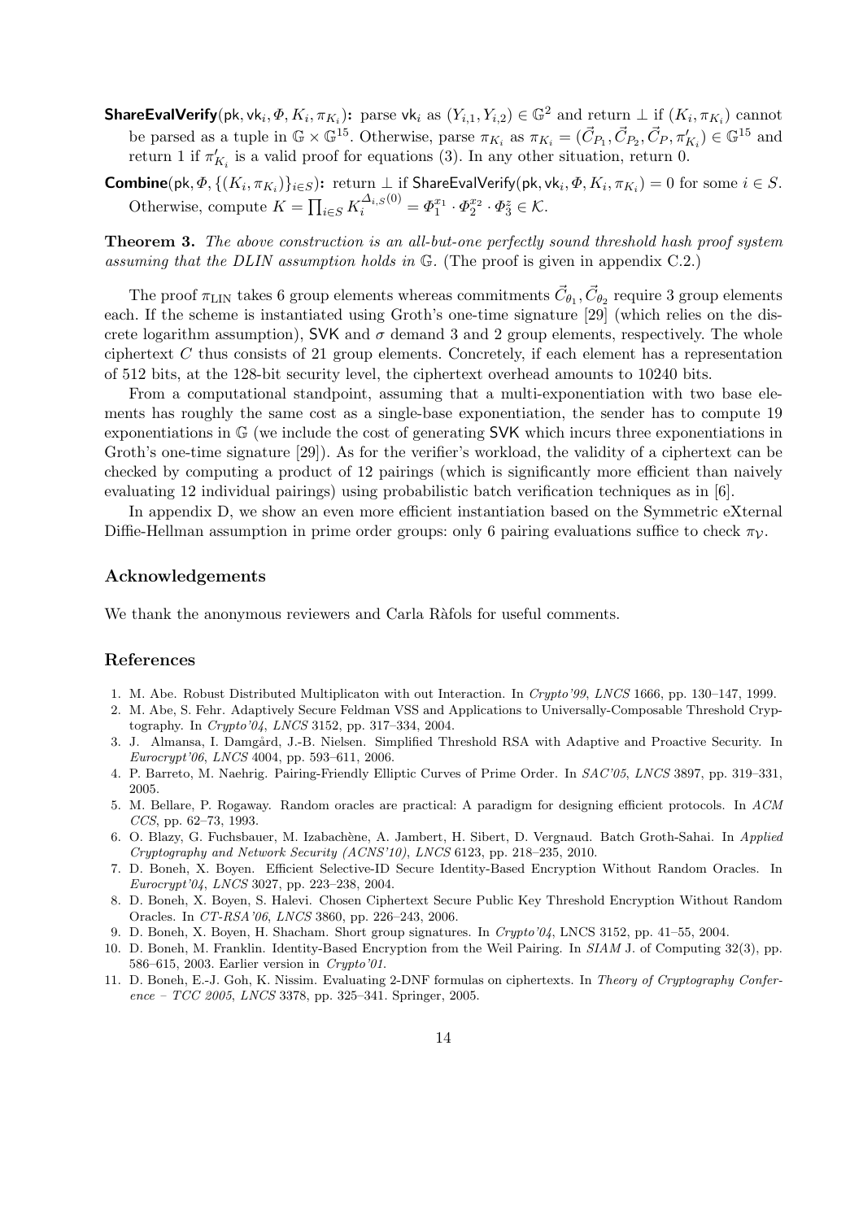**ShareEvalVerify**$(\mathsf{pk}, \mathsf{vk}_i, \Phi, K_i, \pi_{K_i})$**:** parse $\mathsf{vk}_i$ as $(Y_{i,1}, Y_{i,2}) \in \mathbb{G}^2$ and return $\perp$ if $(K_i, \pi_{K_i})$ cannot be parsed as a tuple in $\mathbb{G} \times \mathbb{G}^{15}$. Otherwise, parse $\pi_{K_i}$ as $\pi_{K_i} = (\vec{C}_{P_1}, \vec{C}_{P_2}, \vec{C}_P, \pi'_{K_i}) \in \mathbb{G}^{15}$ and return 1 if $\pi'_{K_i}$ is a valid proof for equations (3). In any other situation, return 0.

**Combine**$(\mathsf{pk}, \Phi, \{(K_i, \pi_{K_i})\}_{i \in S})$**:** return $\perp$ if $\mathsf{ShareEvalVerify}(\mathsf{pk}, \mathsf{vk}_i, \Phi, K_i, \pi_{K_i}) = 0$ for some $i \in S$. Otherwise, compute $K = \prod_{i \in S} K_i^{\Delta_{i,S}(0)} = \Phi_1^{x_1} \cdot \Phi_2^{x_2} \cdot \Phi_3^{z} \in \mathcal{K}$.

**Theorem 3.** *The above construction is an all-but-one perfectly sound threshold hash proof system assuming that the DLIN assumption holds in* $\mathbb{G}$. (The proof is given in appendix C.2.)

The proof $\pi_{\mathrm{LIN}}$ takes 6 group elements whereas commitments $\vec{C}_{\theta_1}, \vec{C}_{\theta_2}$ require 3 group elements each. If the scheme is instantiated using Groth's one-time signature [29] (which relies on the discrete logarithm assumption), $\mathsf{SVK}$ and $\sigma$ demand 3 and 2 group elements, respectively. The whole ciphertext $C$ thus consists of 21 group elements. Concretely, if each element has a representation of 512 bits, at the 128-bit security level, the ciphertext overhead amounts to 10240 bits.

From a computational standpoint, assuming that a multi-exponentiation with two base elements has roughly the same cost as a single-base exponentiation, the sender has to compute 19 exponentiations in $\mathbb{G}$ (we include the cost of generating $\mathsf{SVK}$ which incurs three exponentiations in Groth's one-time signature [29]). As for the verifier's workload, the validity of a ciphertext can be checked by computing a product of 12 pairings (which is significantly more efficient than naively evaluating 12 individual pairings) using probabilistic batch verification techniques as in [6].

In appendix D, we show an even more efficient instantiation based on the Symmetric eXternal Diffie-Hellman assumption in prime order groups: only 6 pairing evaluations suffice to check $\pi_{\mathcal{V}}$.

## Acknowledgements

We thank the anonymous reviewers and Carla Ràfols for useful comments.

## References

1. M. Abe. Robust Distributed Multiplicaton with out Interaction. In *Crypto'99*, *LNCS* 1666, pp. 130–147, 1999.
2. M. Abe, S. Fehr. Adaptively Secure Feldman VSS and Applications to Universally-Composable Threshold Cryptography. In *Crypto'04*, *LNCS* 3152, pp. 317–334, 2004.
3. J. Almansa, I. Damgård, J.-B. Nielsen. Simplified Threshold RSA with Adaptive and Proactive Security. In *Eurocrypt'06*, *LNCS* 4004, pp. 593–611, 2006.
4. P. Barreto, M. Naehrig. Pairing-Friendly Elliptic Curves of Prime Order. In *SAC'05*, *LNCS* 3897, pp. 319–331, 2005.
5. M. Bellare, P. Rogaway. Random oracles are practical: A paradigm for designing efficient protocols. In *ACM CCS*, pp. 62–73, 1993.
6. O. Blazy, G. Fuchsbauer, M. Izabachène, A. Jambert, H. Sibert, D. Vergnaud. Batch Groth-Sahai. In *Applied Cryptography and Network Security (ACNS'10)*, *LNCS* 6123, pp. 218–235, 2010.
7. D. Boneh, X. Boyen. Efficient Selective-ID Secure Identity-Based Encryption Without Random Oracles. In *Eurocrypt'04*, *LNCS* 3027, pp. 223–238, 2004.
8. D. Boneh, X. Boyen, S. Halevi. Chosen Ciphertext Secure Public Key Threshold Encryption Without Random Oracles. In *CT-RSA'06*, *LNCS* 3860, pp. 226–243, 2006.
9. D. Boneh, X. Boyen, H. Shacham. Short group signatures. In *Crypto'04*, LNCS 3152, pp. 41–55, 2004.
10. D. Boneh, M. Franklin. Identity-Based Encryption from the Weil Pairing. In *SIAM* J. of Computing 32(3), pp. 586–615, 2003. Earlier version in *Crypto'01*.
11. D. Boneh, E.-J. Goh, K. Nissim. Evaluating 2-DNF formulas on ciphertexts. In *Theory of Cryptography Conference – TCC 2005*, *LNCS* 3378, pp. 325–341. Springer, 2005.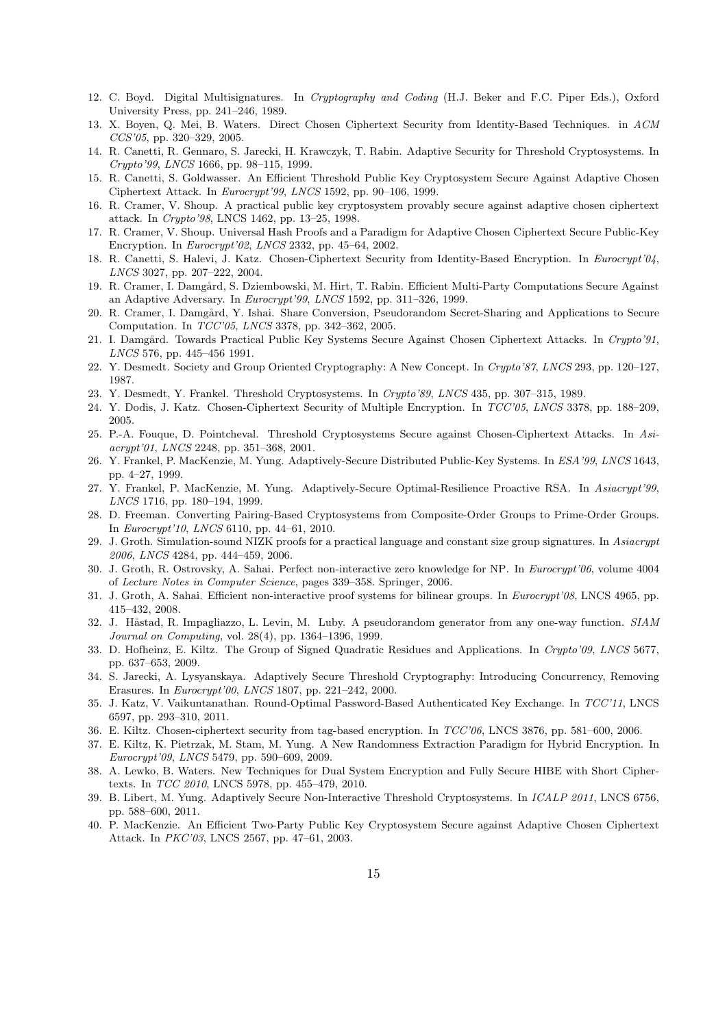12. C. Boyd. Digital Multisignatures. In *Cryptography and Coding* (H.J. Beker and F.C. Piper Eds.), Oxford University Press, pp. 241–246, 1989.
13. X. Boyen, Q. Mei, B. Waters. Direct Chosen Ciphertext Security from Identity-Based Techniques. in *ACM CCS'05*, pp. 320–329, 2005.
14. R. Canetti, R. Gennaro, S. Jarecki, H. Krawczyk, T. Rabin. Adaptive Security for Threshold Cryptosystems. In *Crypto'99*, *LNCS* 1666, pp. 98–115, 1999.
15. R. Canetti, S. Goldwasser. An Efficient Threshold Public Key Cryptosystem Secure Against Adaptive Chosen Ciphertext Attack. In *Eurocrypt'99*, *LNCS* 1592, pp. 90–106, 1999.
16. R. Cramer, V. Shoup. A practical public key cryptosystem provably secure against adaptive chosen ciphertext attack. In *Crypto'98*, LNCS 1462, pp. 13–25, 1998.
17. R. Cramer, V. Shoup. Universal Hash Proofs and a Paradigm for Adaptive Chosen Ciphertext Secure Public-Key Encryption. In *Eurocrypt'02*, *LNCS* 2332, pp. 45–64, 2002.
18. R. Canetti, S. Halevi, J. Katz. Chosen-Ciphertext Security from Identity-Based Encryption. In *Eurocrypt'04*, *LNCS* 3027, pp. 207–222, 2004.
19. R. Cramer, I. Damgård, S. Dziembowski, M. Hirt, T. Rabin. Efficient Multi-Party Computations Secure Against an Adaptive Adversary. In *Eurocrypt'99*, *LNCS* 1592, pp. 311–326, 1999.
20. R. Cramer, I. Damgård, Y. Ishai. Share Conversion, Pseudorandom Secret-Sharing and Applications to Secure Computation. In *TCC'05*, *LNCS* 3378, pp. 342–362, 2005.
21. I. Damgård. Towards Practical Public Key Systems Secure Against Chosen Ciphertext Attacks. In *Crypto'91*, *LNCS* 576, pp. 445–456 1991.
22. Y. Desmedt. Society and Group Oriented Cryptography: A New Concept. In *Crypto'87*, *LNCS* 293, pp. 120–127, 1987.
23. Y. Desmedt, Y. Frankel. Threshold Cryptosystems. In *Crypto'89*, *LNCS* 435, pp. 307–315, 1989.
24. Y. Dodis, J. Katz. Chosen-Ciphertext Security of Multiple Encryption. In *TCC'05*, *LNCS* 3378, pp. 188–209, 2005.
25. P.-A. Fouque, D. Pointcheval. Threshold Cryptosystems Secure against Chosen-Ciphertext Attacks. In *Asiacrypt'01*, *LNCS* 2248, pp. 351–368, 2001.
26. Y. Frankel, P. MacKenzie, M. Yung. Adaptively-Secure Distributed Public-Key Systems. In *ESA'99*, *LNCS* 1643, pp. 4–27, 1999.
27. Y. Frankel, P. MacKenzie, M. Yung. Adaptively-Secure Optimal-Resilience Proactive RSA. In *Asiacrypt'99*, *LNCS* 1716, pp. 180–194, 1999.
28. D. Freeman. Converting Pairing-Based Cryptosystems from Composite-Order Groups to Prime-Order Groups. In *Eurocrypt'10*, *LNCS* 6110, pp. 44–61, 2010.
29. J. Groth. Simulation-sound NIZK proofs for a practical language and constant size group signatures. In *Asiacrypt 2006*, *LNCS* 4284, pp. 444–459, 2006.
30. J. Groth, R. Ostrovsky, A. Sahai. Perfect non-interactive zero knowledge for NP. In *Eurocrypt'06*, volume 4004 of *Lecture Notes in Computer Science*, pages 339–358. Springer, 2006.
31. J. Groth, A. Sahai. Efficient non-interactive proof systems for bilinear groups. In *Eurocrypt'08*, LNCS 4965, pp. 415–432, 2008.
32. J. Håstad, R. Impagliazzo, L. Levin, M. Luby. A pseudorandom generator from any one-way function. *SIAM Journal on Computing*, vol. 28(4), pp. 1364–1396, 1999.
33. D. Hofheinz, E. Kiltz. The Group of Signed Quadratic Residues and Applications. In *Crypto'09*, *LNCS* 5677, pp. 637–653, 2009.
34. S. Jarecki, A. Lysyanskaya. Adaptively Secure Threshold Cryptography: Introducing Concurrency, Removing Erasures. In *Eurocrypt'00*, *LNCS* 1807, pp. 221–242, 2000.
35. J. Katz, V. Vaikuntanathan. Round-Optimal Password-Based Authenticated Key Exchange. In *TCC'11*, LNCS 6597, pp. 293–310, 2011.
36. E. Kiltz. Chosen-ciphertext security from tag-based encryption. In *TCC'06*, LNCS 3876, pp. 581–600, 2006.
37. E. Kiltz, K. Pietrzak, M. Stam, M. Yung. A New Randomness Extraction Paradigm for Hybrid Encryption. In *Eurocrypt'09*, *LNCS* 5479, pp. 590–609, 2009.
38. A. Lewko, B. Waters. New Techniques for Dual System Encryption and Fully Secure HIBE with Short Ciphertexts. In *TCC 2010*, LNCS 5978, pp. 455–479, 2010.
39. B. Libert, M. Yung. Adaptively Secure Non-Interactive Threshold Cryptosystems. In *ICALP 2011*, LNCS 6756, pp. 588–600, 2011.
40. P. MacKenzie. An Efficient Two-Party Public Key Cryptosystem Secure against Adaptive Chosen Ciphertext Attack. In *PKC'03*, LNCS 2567, pp. 47–61, 2003.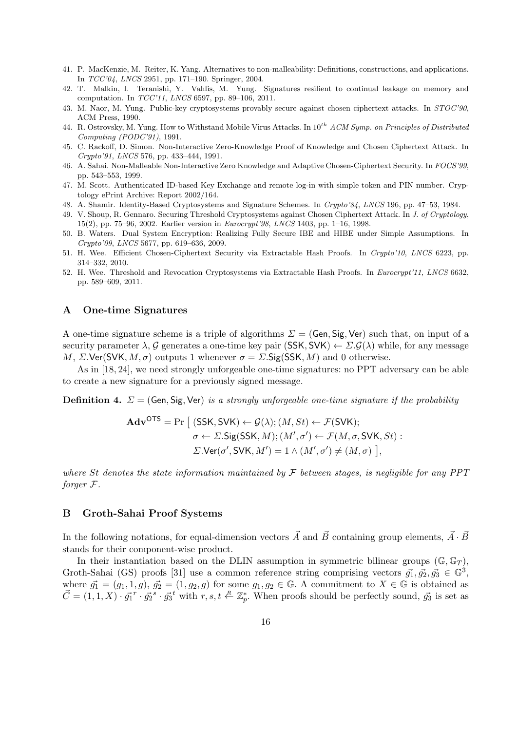41. P. MacKenzie, M. Reiter, K. Yang. Alternatives to non-malleability: Definitions, constructions, and applications. In *TCC'04*, *LNCS* 2951, pp. 171–190. Springer, 2004.
42. T. Malkin, I. Teranishi, Y. Vahlis, M. Yung. Signatures resilient to continual leakage on memory and computation. In *TCC'11*, *LNCS* 6597, pp. 89–106, 2011.
43. M. Naor, M. Yung. Public-key cryptosystems provably secure against chosen ciphertext attacks. In *STOC'90*, ACM Press, 1990.
44. R. Ostrovsky, M. Yung. How to Withstand Mobile Virus Attacks. In $10^{th}$ *ACM Symp. on Principles of Distributed Computing (PODC'91)*, 1991.
45. C. Rackoff, D. Simon. Non-Interactive Zero-Knowledge Proof of Knowledge and Chosen Ciphertext Attack. In *Crypto'91*, *LNCS* 576, pp. 433–444, 1991.
46. A. Sahai. Non-Malleable Non-Interactive Zero Knowledge and Adaptive Chosen-Ciphertext Security. In *FOCS'99*, pp. 543–553, 1999.
47. M. Scott. Authenticated ID-based Key Exchange and remote log-in with simple token and PIN number. Cryptology ePrint Archive: Report 2002/164.
48. A. Shamir. Identity-Based Cryptosystems and Signature Schemes. In *Crypto'84*, *LNCS* 196, pp. 47–53, 1984.
49. V. Shoup, R. Gennaro. Securing Threshold Cryptosystems against Chosen Ciphertext Attack. In *J. of Cryptology*, 15(2), pp. 75–96, 2002. Earlier version in *Eurocrypt'98*, *LNCS* 1403, pp. 1–16, 1998.
50. B. Waters. Dual System Encryption: Realizing Fully Secure IBE and HIBE under Simple Assumptions. In *Crypto'09*, *LNCS* 5677, pp. 619–636, 2009.
51. H. Wee. Efficient Chosen-Ciphertext Security via Extractable Hash Proofs. In *Crypto'10*, *LNCS* 6223, pp. 314–332, 2010.
52. H. Wee. Threshold and Revocation Cryptosystems via Extractable Hash Proofs. In *Eurocrypt'11*, *LNCS* 6632, pp. 589–609, 2011.

## A One-time Signatures

A one-time signature scheme is a triple of algorithms $\Sigma = (\mathsf{Gen}, \mathsf{Sig}, \mathsf{Ver})$ such that, on input of a security parameter $\lambda$, $\mathcal{G}$ generates a one-time key pair $(\mathsf{SSK}, \mathsf{SVK}) \leftarrow \Sigma.\mathcal{G}(\lambda)$ while, for any message $M$, $\Sigma.\mathsf{Ver}(\mathsf{SVK}, M, \sigma)$ outputs 1 whenever $\sigma = \Sigma.\mathsf{Sig}(\mathsf{SSK}, M)$ and 0 otherwise.

As in [18, 24], we need strongly unforgeable one-time signatures: no PPT adversary can be able to create a new signature for a previously signed message.

**Definition 4.** *$\Sigma = (\mathsf{Gen}, \mathsf{Sig}, \mathsf{Ver})$ is a strongly unforgeable one-time signature if the probability*

$$\begin{aligned}\mathbf{Adv}^{\mathsf{OTS}} = \Pr\big[\ &(\mathsf{SSK}, \mathsf{SVK}) \leftarrow \mathcal{G}(\lambda); (M, St) \leftarrow \mathcal{F}(\mathsf{SVK}); \\ &\sigma \leftarrow \Sigma.\mathsf{Sig}(\mathsf{SSK}, M); (M', \sigma') \leftarrow \mathcal{F}(M, \sigma, \mathsf{SVK}, St) : \\ &\Sigma.\mathsf{Ver}(\sigma', \mathsf{SVK}, M') = 1 \wedge (M', \sigma') \neq (M, \sigma)\ \big],\end{aligned}$$

*where $St$ denotes the state information maintained by $\mathcal{F}$ between stages, is negligible for any PPT forger $\mathcal{F}$.*

## B Groth-Sahai Proof Systems

In the following notations, for equal-dimension vectors $\vec{A}$ and $\vec{B}$ containing group elements, $\vec{A} \cdot \vec{B}$ stands for their component-wise product.

In their instantiation based on the DLIN assumption in symmetric bilinear groups $(\mathbb{G}, \mathbb{G}_T)$, Groth-Sahai (GS) proofs [31] use a common reference string comprising vectors $\vec{g_1}, \vec{g_2}, \vec{g_3} \in \mathbb{G}^3$, where $\vec{g_1} = (g_1, 1, g)$, $\vec{g_2} = (1, g_2, g)$ for some $g_1, g_2 \in \mathbb{G}$. A commitment to $X \in \mathbb{G}$ is obtained as $\vec{C} = (1, 1, X) \cdot \vec{g_1}^{\,r} \cdot \vec{g_2}^{\,s} \cdot \vec{g_3}^{\,t}$ with $r, s, t \stackrel{R}{\leftarrow} \mathbb{Z}_p^*$. When proofs should be perfectly sound, $\vec{g_3}$ is set as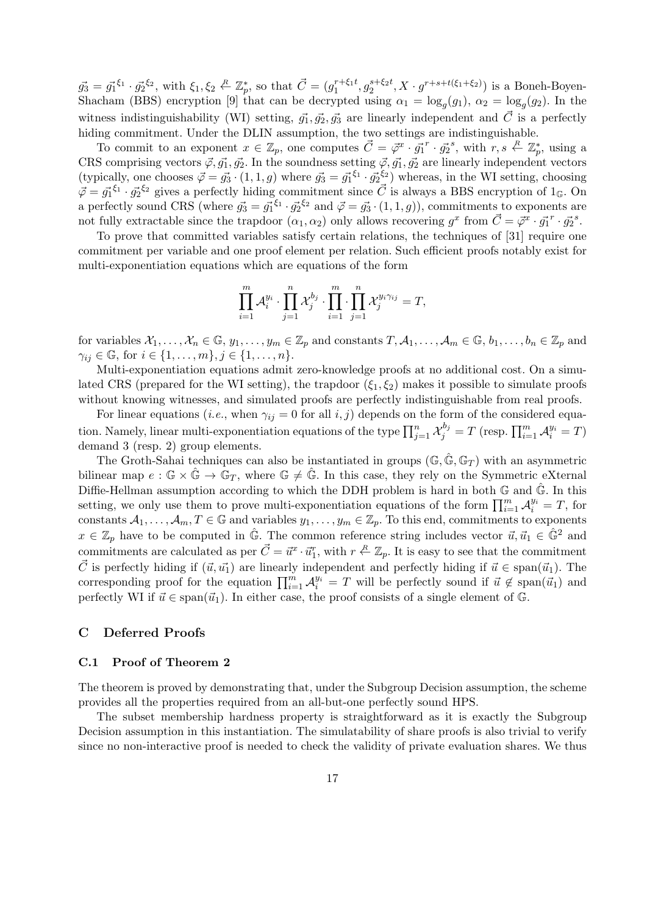$\vec{g_3} = \vec{g_1}^{\xi_1} \cdot \vec{g_2}^{\xi_2}$, with $\xi_1, \xi_2 \stackrel{R}{\leftarrow} \mathbb{Z}_p^*$, so that $\vec{C} = (g_1^{r+\xi_1 t}, g_2^{s+\xi_2 t}, X \cdot g^{r+s+t(\xi_1+\xi_2)})$ is a Boneh-Boyen-Shacham (BBS) encryption [9] that can be decrypted using $\alpha_1 = \log_g(g_1)$, $\alpha_2 = \log_g(g_2)$. In the witness indistinguishability (WI) setting, $\vec{g_1}, \vec{g_2}, \vec{g_3}$ are linearly independent and $\vec{C}$ is a perfectly hiding commitment. Under the DLIN assumption, the two settings are indistinguishable.

To commit to an exponent $x \in \mathbb{Z}_p$, one computes $\vec{C} = \vec{\varphi}^x \cdot \vec{g_1}^r \cdot \vec{g_2}^s$, with $r, s \stackrel{R}{\leftarrow} \mathbb{Z}_p^*$, using a CRS comprising vectors $\vec{\varphi}, \vec{g_1}, \vec{g_2}$. In the soundness setting $\vec{\varphi}, \vec{g_1}, \vec{g_2}$ are linearly independent vectors (typically, one chooses $\vec{\varphi} = \vec{g_3} \cdot (1, 1, g)$ where $\vec{g_3} = \vec{g_1}^{\xi_1} \cdot \vec{g_2}^{\xi_2}$) whereas, in the WI setting, choosing $\vec{\varphi} = \vec{g_1}^{\xi_1} \cdot \vec{g_2}^{\xi_2}$ gives a perfectly hiding commitment since $\vec{C}$ is always a BBS encryption of $1_{\mathbb{G}}$. On a perfectly sound CRS (where $\vec{g_3} = \vec{g_1}^{\xi_1} \cdot \vec{g_2}^{\xi_2}$ and $\vec{\varphi} = \vec{g_3} \cdot (1, 1, g)$), commitments to exponents are not fully extractable since the trapdoor $(\alpha_1, \alpha_2)$ only allows recovering $g^x$ from $\vec{C} = \vec{\varphi}^x \cdot \vec{g_1}^r \cdot \vec{g_2}^s$.

To prove that committed variables satisfy certain relations, the techniques of [31] require one commitment per variable and one proof element per relation. Such efficient proofs notably exist for multi-exponentiation equations which are equations of the form

$$\prod_{i=1}^{m} \mathcal{A}_i^{y_i} \cdot \prod_{j=1}^{n} \mathcal{X}_j^{b_j} \cdot \prod_{i=1}^{m} \cdot \prod_{j=1}^{n} \mathcal{X}_j^{y_i \gamma_{ij}} = T,$$

for variables $\mathcal{X}_1, \ldots, \mathcal{X}_n \in \mathbb{G}$, $y_1, \ldots, y_m \in \mathbb{Z}_p$ and constants $T, \mathcal{A}_1, \ldots, \mathcal{A}_m \in \mathbb{G}$, $b_1, \ldots, b_n \in \mathbb{Z}_p$ and $\gamma_{ij} \in \mathbb{G}$, for $i \in \{1, \ldots, m\}, j \in \{1, \ldots, n\}$.

Multi-exponentiation equations admit zero-knowledge proofs at no additional cost. On a simulated CRS (prepared for the WI setting), the trapdoor $(\xi_1, \xi_2)$ makes it possible to simulate proofs without knowing witnesses, and simulated proofs are perfectly indistinguishable from real proofs.

For linear equations (*i.e.*, when $\gamma_{ij} = 0$ for all $i, j$) depends on the form of the considered equation. Namely, linear multi-exponentiation equations of the type $\prod_{j=1}^{n} \mathcal{X}_j^{b_j} = T$ (resp. $\prod_{i=1}^{m} \mathcal{A}_i^{y_i} = T$) demand 3 (resp. 2) group elements.

The Groth-Sahai techniques can also be instantiated in groups $(\mathbb{G}, \hat{\mathbb{G}}, \mathbb{G}_T)$ with an asymmetric bilinear map $e : \mathbb{G} \times \hat{\mathbb{G}} \to \mathbb{G}_T$, where $\mathbb{G} \neq \hat{\mathbb{G}}$. In this case, they rely on the Symmetric eXternal Diffie-Hellman assumption according to which the DDH problem is hard in both $\mathbb{G}$ and $\hat{\mathbb{G}}$. In this setting, we only use them to prove multi-exponentiation equations of the form $\prod_{i=1}^{m} \mathcal{A}_i^{y_i} = T$, for constants $\mathcal{A}_1, \ldots, \mathcal{A}_m, T \in \mathbb{G}$ and variables $y_1, \ldots, y_m \in \mathbb{Z}_p$. To this end, commitments to exponents $x \in \mathbb{Z}_p$ have to be computed in $\hat{\mathbb{G}}$. The common reference string includes vector $\vec{u}, \vec{u}_1 \in \hat{\mathbb{G}}^2$ and commitments are calculated as per $\vec{C} = \vec{u}^x \cdot \vec{u}_1^r$, with $r \stackrel{R}{\leftarrow} \mathbb{Z}_p$. It is easy to see that the commitment $\vec{C}$ is perfectly hiding if $(\vec{u}, \vec{u}_1)$ are linearly independent and perfectly hiding if $\vec{u} \in \text{span}(\vec{u}_1)$. The corresponding proof for the equation $\prod_{i=1}^{m} \mathcal{A}_i^{y_i} = T$ will be perfectly sound if $\vec{u} \notin \text{span}(\vec{u}_1)$ and perfectly WI if $\vec{u} \in \text{span}(\vec{u}_1)$. In either case, the proof consists of a single element of $\mathbb{G}$.

## C Deferred Proofs

### C.1 Proof of Theorem 2

The theorem is proved by demonstrating that, under the Subgroup Decision assumption, the scheme provides all the properties required from an all-but-one perfectly sound HPS.

The subset membership hardness property is straightforward as it is exactly the Subgroup Decision assumption in this instantiation. The simulatability of share proofs is also trivial to verify since no non-interactive proof is needed to check the validity of private evaluation shares. We thus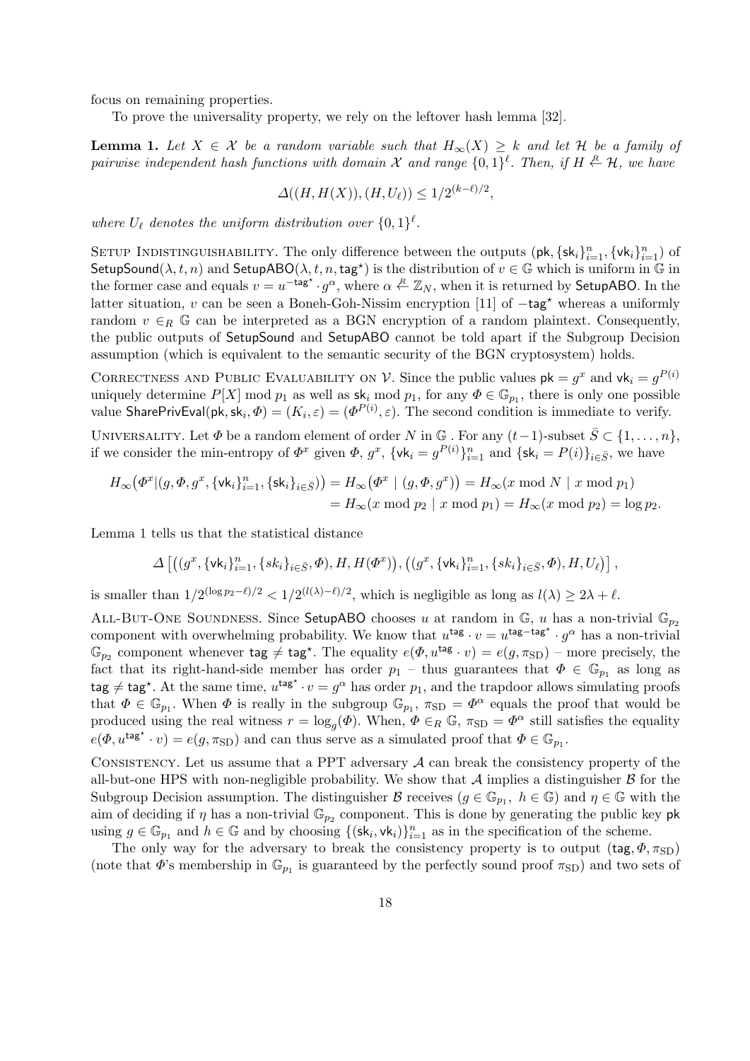focus on remaining properties.

To prove the universality property, we rely on the leftover hash lemma [32].

**Lemma 1.** *Let $X \in \mathcal{X}$ be a random variable such that $H_\infty(X) \geq k$ and let $\mathcal{H}$ be a family of pairwise independent hash functions with domain $\mathcal{X}$ and range $\{0,1\}^\ell$. Then, if $H \stackrel{R}{\leftarrow} \mathcal{H}$, we have*

$$\Delta((H, H(X)), (H, U_\ell)) \leq 1/2^{(k-\ell)/2},$$

*where $U_\ell$ denotes the uniform distribution over $\{0,1\}^\ell$.*

Setup Indistinguishability. The only difference between the outputs $(\mathsf{pk}, \{\mathsf{sk}_i\}_{i=1}^n, \{\mathsf{vk}_i\}_{i=1}^n)$ of $\mathsf{SetupSound}(\lambda, t, n)$ and $\mathsf{SetupABO}(\lambda, t, n, \mathsf{tag}^\star)$ is the distribution of $v \in \mathbb{G}$ which is uniform in $\mathbb{G}$ in the former case and equals $v = u^{-\mathsf{tag}^\star} \cdot g^\alpha$, where $\alpha \stackrel{R}{\leftarrow} \mathbb{Z}_N$, when it is returned by $\mathsf{SetupABO}$. In the latter situation, $v$ can be seen a Boneh-Goh-Nissim encryption [11] of $-\mathsf{tag}^\star$ whereas a uniformly random $v \in_R \mathbb{G}$ can be interpreted as a BGN encryption of a random plaintext. Consequently, the public outputs of $\mathsf{SetupSound}$ and $\mathsf{SetupABO}$ cannot be told apart if the Subgroup Decision assumption (which is equivalent to the semantic security of the BGN cryptosystem) holds.

Correctness and Public Evaluability on $\mathcal{V}$. Since the public values $\mathsf{pk} = g^x$ and $\mathsf{vk}_i = g^{P(i)}$ uniquely determine $P[X] \bmod p_1$ as well as $\mathsf{sk}_i \bmod p_1$, for any $\Phi \in \mathbb{G}_{p_1}$, there is only one possible value $\mathsf{SharePrivEval}(\mathsf{pk}, \mathsf{sk}_i, \Phi) = (K_i, \varepsilon) = (\Phi^{P(i)}, \varepsilon)$. The second condition is immediate to verify.

Universality. Let $\Phi$ be a random element of order $N$ in $\mathbb{G}$ . For any $(t-1)$-subset $\bar{S} \subset \{1, \ldots, n\}$, if we consider the min-entropy of $\Phi^x$ given $\Phi$, $g^x$, $\{\mathsf{vk}_i = g^{P(i)}\}_{i=1}^n$ and $\{\mathsf{sk}_i = P(i)\}_{i \in \bar{S}}$, we have

$$\begin{aligned} H_\infty\big(\Phi^x | (g, \Phi, g^x, \{\mathsf{vk}_i\}_{i=1}^n, \{\mathsf{sk}_i\}_{i\in\bar{S}})\big) &= H_\infty\big(\Phi^x \mid (g, \Phi, g^x)\big) = H_\infty(x \bmod N \mid x \bmod p_1) \\ &= H_\infty(x \bmod p_2 \mid x \bmod p_1) = H_\infty(x \bmod p_2) = \log p_2. \end{aligned}$$

Lemma 1 tells us that the statistical distance

$$\Delta\left[\big((g^x, \{\mathsf{vk}_i\}_{i=1}^n, \{sk_i\}_{i\in\bar{S}}, \Phi), H, H(\Phi^x)\big), \big((g^x, \{\mathsf{vk}_i\}_{i=1}^n, \{sk_i\}_{i\in\bar{S}}, \Phi), H, U_\ell\big)\right],$$

is smaller than $1/2^{(\log p_2 - \ell)/2} < 1/2^{(l(\lambda)-\ell)/2}$, which is negligible as long as $l(\lambda) \geq 2\lambda + \ell$.

All-But-One Soundness. Since $\mathsf{SetupABO}$ chooses $u$ at random in $\mathbb{G}$, $u$ has a non-trivial $\mathbb{G}_{p_2}$ component with overwhelming probability. We know that $u^{\mathsf{tag}} \cdot v = u^{\mathsf{tag}-\mathsf{tag}^\star} \cdot g^\alpha$ has a non-trivial $\mathbb{G}_{p_2}$ component whenever $\mathsf{tag} \neq \mathsf{tag}^\star$. The equality $e(\Phi, u^{\mathsf{tag}} \cdot v) = e(g, \pi_{\mathrm{SD}})$ – more precisely, the fact that its right-hand-side member has order $p_1$ – thus guarantees that $\Phi \in \mathbb{G}_{p_1}$ as long as $\mathsf{tag} \neq \mathsf{tag}^\star$. At the same time, $u^{\mathsf{tag}^\star} \cdot v = g^\alpha$ has order $p_1$, and the trapdoor allows simulating proofs that $\Phi \in \mathbb{G}_{p_1}$. When $\Phi$ is really in the subgroup $\mathbb{G}_{p_1}$, $\pi_{\mathrm{SD}} = \Phi^\alpha$ equals the proof that would be produced using the real witness $r = \log_g(\Phi)$. When, $\Phi \in_R \mathbb{G}$, $\pi_{\mathrm{SD}} = \Phi^\alpha$ still satisfies the equality $e(\Phi, u^{\mathsf{tag}^\star} \cdot v) = e(g, \pi_{\mathrm{SD}})$ and can thus serve as a simulated proof that $\Phi \in \mathbb{G}_{p_1}$.

Consistency. Let us assume that a PPT adversary $\mathcal{A}$ can break the consistency property of the all-but-one HPS with non-negligible probability. We show that $\mathcal{A}$ implies a distinguisher $\mathcal{B}$ for the Subgroup Decision assumption. The distinguisher $\mathcal{B}$ receives $(g \in \mathbb{G}_{p_1},\ h \in \mathbb{G})$ and $\eta \in \mathbb{G}$ with the aim of deciding if $\eta$ has a non-trivial $\mathbb{G}_{p_2}$ component. This is done by generating the public key $\mathsf{pk}$ using $g \in \mathbb{G}_{p_1}$ and $h \in \mathbb{G}$ and by choosing $\{(\mathsf{sk}_i, \mathsf{vk}_i)\}_{i=1}^n$ as in the specification of the scheme.

The only way for the adversary to break the consistency property is to output $(\mathsf{tag}, \Phi, \pi_{\mathrm{SD}})$ (note that $\Phi$'s membership in $\mathbb{G}_{p_1}$ is guaranteed by the perfectly sound proof $\pi_{\mathrm{SD}}$) and two sets of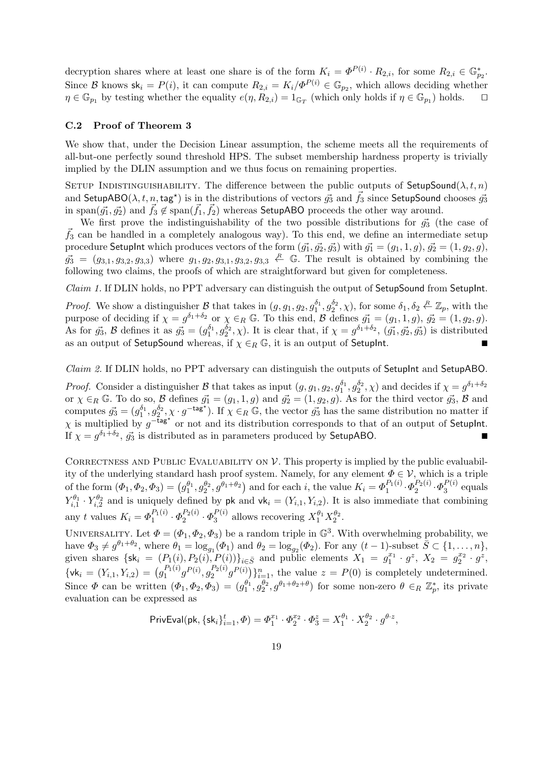decryption shares where at least one share is of the form $K_i = \Phi^{P(i)} \cdot R_{2,i}$, for some $R_{2,i} \in \mathbb{G}_{p_2}^*$. Since $\mathcal{B}$ knows $\mathsf{sk}_i = P(i)$, it can compute $R_{2,i} = K_i / \Phi^{P(i)} \in \mathbb{G}_{p_2}$, which allows deciding whether $\eta \in \mathbb{G}_{p_1}$ by testing whether the equality $e(\eta, R_{2,i}) = 1_{\mathbb{G}_T}$ (which only holds if $\eta \in \mathbb{G}_{p_1}$) holds. □

### C.2 Proof of Theorem 3

We show that, under the Decision Linear assumption, the scheme meets all the requirements of all-but-one perfectly sound threshold HPS. The subset membership hardness property is trivially implied by the DLIN assumption and we thus focus on remaining properties.

Setup Indistinguishability. The difference between the public outputs of $\mathsf{SetupSound}(\lambda, t, n)$ and $\mathsf{SetupABO}(\lambda, t, n, \mathsf{tag}^\star)$ is in the distributions of vectors $\vec{g_3}$ and $\vec{f_3}$ since $\mathsf{SetupSound}$ chooses $\vec{g_3}$ in $\mathrm{span}(\vec{g_1}, \vec{g_2})$ and $\vec{f_3} \not\in \mathrm{span}(\vec{f_1}, \vec{f_2})$ whereas $\mathsf{SetupABO}$ proceeds the other way around.

We first prove the indistinguishability of the two possible distributions for $\vec{g_3}$ (the case of $\vec{f_3}$ can be handled in a completely analogous way). To this end, we define an intermediate setup procedure $\mathsf{SetupInt}$ which produces vectors of the form $(\vec{g_1}, \vec{g_2}, \vec{g_3})$ with $\vec{g_1} = (g_1, 1, g)$, $\vec{g_2} = (1, g_2, g)$, $\vec{g_3} = (g_{3,1}, g_{3,2}, g_{3,3})$ where $g_1, g_2, g_{3,1}, g_{3,2}, g_{3,3} \stackrel{R}{\leftarrow} \mathbb{G}$. The result is obtained by combining the following two claims, the proofs of which are straightforward but given for completeness.

*Claim 1.* If DLIN holds, no PPT adversary can distinguish the output of $\mathsf{SetupSound}$ from $\mathsf{SetupInt}$.

*Proof.* We show a distinguisher $\mathcal{B}$ that takes in $(g, g_1, g_2, g_1^{\delta_1}, g_2^{\delta_2}, \chi)$, for some $\delta_1, \delta_2 \stackrel{R}{\leftarrow} \mathbb{Z}_p$, with the purpose of deciding if $\chi = g^{\delta_1 + \delta_2}$ or $\chi \in_R \mathbb{G}$. To this end, $\mathcal{B}$ defines $\vec{g_1} = (g_1, 1, g)$, $\vec{g_2} = (1, g_2, g)$. As for $\vec{g_3}$, $\mathcal{B}$ defines it as $\vec{g_3} = (g_1^{\delta_1}, g_2^{\delta_2}, \chi)$. It is clear that, if $\chi = g^{\delta_1 + \delta_2}$, $(\vec{g_1}, \vec{g_2}, \vec{g_3})$ is distributed as an output of $\mathsf{SetupSound}$ whereas, if $\chi \in_R \mathbb{G}$, it is an output of $\mathsf{SetupInt}$. ■

*Claim 2.* If DLIN holds, no PPT adversary can distinguish the outputs of $\mathsf{SetupInt}$ and $\mathsf{SetupABO}$.

*Proof.* Consider a distinguisher $\mathcal{B}$ that takes as input $(g, g_1, g_2, g_1^{\delta_1}, g_2^{\delta_2}, \chi)$ and decides if $\chi = g^{\delta_1 + \delta_2}$ or $\chi \in_R \mathbb{G}$. To do so, $\mathcal{B}$ defines $\vec{g_1} = (g_1, 1, g)$ and $\vec{g_2} = (1, g_2, g)$. As for the third vector $\vec{g_3}$, $\mathcal{B}$ and computes $\vec{g_3} = (g_1^{\delta_1}, g_2^{\delta_2}, \chi \cdot g^{-\mathsf{tag}^\star})$. If $\chi \in_R \mathbb{G}$, the vector $\vec{g_3}$ has the same distribution no matter if $\chi$ is multiplied by $g^{-\mathsf{tag}^\star}$ or not and its distribution corresponds to that of an output of $\mathsf{SetupInt}$. If $\chi = g^{\delta_1 + \delta_2}$, $\vec{g_3}$ is distributed as in parameters produced by $\mathsf{SetupABO}$. ■

Correctness and Public Evaluability on $\mathcal{V}$. This property is implied by the public evaluability of the underlying standard hash proof system. Namely, for any element $\Phi \in \mathcal{V}$, which is a triple of the form $(\Phi_1, \Phi_2, \Phi_3) = (g_1^{\theta_1}, g_2^{\theta_2}, g^{\theta_1 + \theta_2})$ and for each $i$, the value $K_i = \Phi_1^{P_1(i)} \cdot \Phi_2^{P_2(i)} \cdot \Phi_3^{P(i)}$ equals $Y_{i,1}^{\theta_1} \cdot Y_{i,2}^{\theta_2}$ and is uniquely defined by $\mathsf{pk}$ and $\mathsf{vk}_i = (Y_{i,1}, Y_{i,2})$. It is also immediate that combining any $t$ values $K_i = \Phi_1^{P_1(i)} \cdot \Phi_2^{P_2(i)} \cdot \Phi_3^{P(i)}$ allows recovering $X_1^{\theta_1} X_2^{\theta_2}$.

Universality. Let $\Phi = (\Phi_1, \Phi_2, \Phi_3)$ be a random triple in $\mathbb{G}^3$. With overwhelming probability, we have $\Phi_3 \neq g^{\theta_1 + \theta_2}$, where $\theta_1 = \log_{g_1}(\Phi_1)$ and $\theta_2 = \log_{g_2}(\Phi_2)$. For any $(t-1)$-subset $\bar{S} \subset \{1, \ldots, n\}$, given shares $\{\mathsf{sk}_i = (P_1(i), P_2(i), P(i))\}_{i \in \bar{S}}$ and public elements $X_1 = g_1^{x_1} \cdot g^z$, $X_2 = g_2^{x_2} \cdot g^z$, $\{\mathsf{vk}_i = (Y_{i,1}, Y_{i,2}) = (g_1^{P_1(i)} g^{P(i)}, g_2^{P_2(i)} g^{P(i)})\}_{i=1}^n$, the value $z = P(0)$ is completely undetermined. Since $\Phi$ can be written $(\Phi_1, \Phi_2, \Phi_3) = (g_1^{\theta_1}, g_2^{\theta_2}, g^{\theta_1 + \theta_2 + \theta})$ for some non-zero $\theta \in_R \mathbb{Z}_p^*$, its private evaluation can be expressed as

$$\mathsf{PrivEval}(\mathsf{pk}, \{\mathsf{sk}_i\}_{i=1}^t, \Phi) = \Phi_1^{x_1} \cdot \Phi_2^{x_2} \cdot \Phi_3^z = X_1^{\theta_1} \cdot X_2^{\theta_2} \cdot g^{\theta \cdot z},$$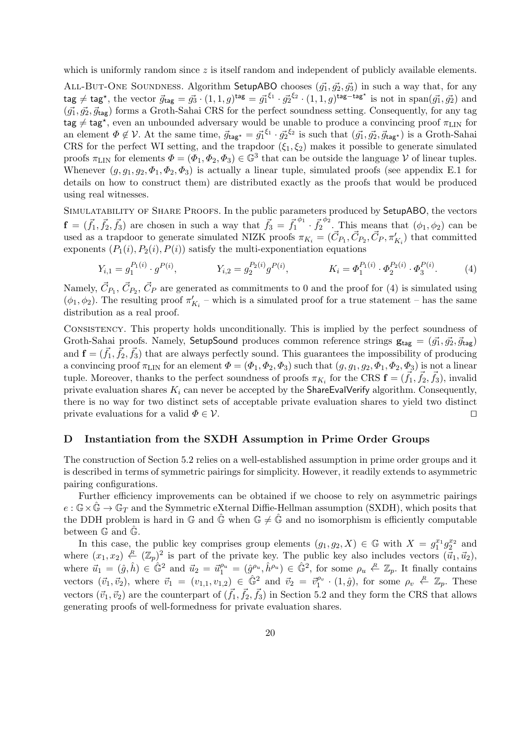which is uniformly random since $z$ is itself random and independent of publicly available elements.

All-But-One Soundness. Algorithm SetupABO chooses $(\vec{g_1}, \vec{g_2}, \vec{g_3})$ in such a way that, for any $\mathsf{tag} \neq \mathsf{tag}^\star$, the vector $\vec{g}_{\mathsf{tag}} = \vec{g_3} \cdot (1,1,g)^{\mathsf{tag}} = \vec{g_1}^{\xi_1} \cdot \vec{g_2}^{\xi_2} \cdot (1,1,g)^{\mathsf{tag}-\mathsf{tag}^\star}$ is not in $\mathrm{span}(\vec{g_1}, \vec{g_2})$ and $(\vec{g_1}, \vec{g_2}, \vec{g}_{\mathsf{tag}})$ forms a Groth-Sahai CRS for the perfect soundness setting. Consequently, for any tag $\mathsf{tag} \neq \mathsf{tag}^\star$, even an unbounded adversary would be unable to produce a convincing proof $\pi_{\mathrm{LIN}}$ for an element $\varPhi \notin \mathcal{V}$. At the same time, $\vec{g}_{\mathsf{tag}^\star} = \vec{g_1}^{\xi_1} \cdot \vec{g_2}^{\xi_2}$ is such that $(\vec{g_1}, \vec{g_2}, \vec{g}_{\mathsf{tag}^\star})$ is a Groth-Sahai CRS for the perfect WI setting, and the trapdoor $(\xi_1, \xi_2)$ makes it possible to generate simulated proofs $\pi_{\mathrm{LIN}}$ for elements $\varPhi = (\varPhi_1, \varPhi_2, \varPhi_3) \in \mathbb{G}^3$ that can be outside the language $\mathcal{V}$ of linear tuples. Whenever $(g, g_1, g_2, \varPhi_1, \varPhi_2, \varPhi_3)$ is actually a linear tuple, simulated proofs (see appendix E.1 for details on how to construct them) are distributed exactly as the proofs that would be produced using real witnesses.

Simulatability of Share Proofs. In the public parameters produced by SetupABO, the vectors $\mathbf{f} = (\vec{f_1}, \vec{f_2}, \vec{f_3})$ are chosen in such a way that $\vec{f_3} = \vec{f_1}^{\phi_1} \cdot \vec{f_2}^{\phi_2}$. This means that $(\phi_1, \phi_2)$ can be used as a trapdoor to generate simulated NIZK proofs $\pi_{K_i} = (\vec{C}_{P_1}, \vec{C}_{P_2}, \vec{C}_P, \pi'_{K_i})$ that committed exponents $(P_1(i), P_2(i), P(i))$ satisfy the multi-exponentiation equations

$$Y_{i,1} = g_1^{P_1(i)} \cdot g^{P(i)}, \qquad Y_{i,2} = g_2^{P_2(i)} g^{P(i)}, \qquad K_i = \varPhi_1^{P_1(i)} \cdot \varPhi_2^{P_2(i)} \cdot \varPhi_3^{P(i)}. \tag{4}$$

Namely, $\vec{C}_{P_1}$, $\vec{C}_{P_2}$, $\vec{C}_P$ are generated as commitments to 0 and the proof for (4) is simulated using $(\phi_1, \phi_2)$. The resulting proof $\pi'_{K_i}$ – which is a simulated proof for a true statement – has the same distribution as a real proof.

Consistency. This property holds unconditionally. This is implied by the perfect soundness of Groth-Sahai proofs. Namely, SetupSound produces common reference strings $\mathbf{g}_{\mathsf{tag}} = (\vec{g_1}, \vec{g_2}, \vec{g}_{\mathsf{tag}})$ and $\mathbf{f} = (\vec{f_1}, \vec{f_2}, \vec{f_3})$ that are always perfectly sound. This guarantees the impossibility of producing a convincing proof $\pi_{\mathrm{LIN}}$ for an element $\varPhi = (\varPhi_1, \varPhi_2, \varPhi_3)$ such that $(g, g_1, g_2, \varPhi_1, \varPhi_2, \varPhi_3)$ is not a linear tuple. Moreover, thanks to the perfect soundness of proofs $\pi_{K_i}$ for the CRS $\mathbf{f} = (\vec{f_1}, \vec{f_2}, \vec{f_3})$, invalid private evaluation shares $K_i$ can never be accepted by the ShareEvalVerify algorithm. Consequently, there is no way for two distinct sets of acceptable private evaluation shares to yield two distinct private evaluations for a valid $\varPhi \in \mathcal{V}$. □

## D Instantiation from the SXDH Assumption in Prime Order Groups

The construction of Section 5.2 relies on a well-established assumption in prime order groups and it is described in terms of symmetric pairings for simplicity. However, it readily extends to asymmetric pairing configurations.

Further efficiency improvements can be obtained if we choose to rely on asymmetric pairings $e : \mathbb{G} \times \hat{\mathbb{G}} \to \mathbb{G}_T$ and the Symmetric eXternal Diffie-Hellman assumption (SXDH), which posits that the DDH problem is hard in $\mathbb{G}$ and $\hat{\mathbb{G}}$ when $\mathbb{G} \neq \hat{\mathbb{G}}$ and no isomorphism is efficiently computable between $\mathbb{G}$ and $\hat{\mathbb{G}}$.

In this case, the public key comprises group elements $(g_1, g_2, X) \in \mathbb{G}$ with $X = g_1^{x_1} g_2^{x_2}$ and where $(x_1, x_2) \stackrel{R}{\leftarrow} (\mathbb{Z}_p)^2$ is part of the private key. The public key also includes vectors $(\vec{u}_1, \vec{u}_2)$, where $\vec{u}_1 = (\hat{g}, \hat{h}) \in \hat{\mathbb{G}}^2$ and $\vec{u}_2 = \vec{u}_1^{\rho_u} = (\hat{g}^{\rho_u}, \hat{h}^{\rho_u}) \in \hat{\mathbb{G}}^2$, for some $\rho_u \stackrel{R}{\leftarrow} \mathbb{Z}_p$. It finally contains vectors $(\vec{v}_1, \vec{v}_2)$, where $\vec{v}_1 = (v_{1,1}, v_{1,2}) \in \hat{\mathbb{G}}^2$ and $\vec{v}_2 = \vec{v}_1^{\rho_v} \cdot (1, \hat{g})$, for some $\rho_v \stackrel{R}{\leftarrow} \mathbb{Z}_p$. These vectors $(\vec{v}_1, \vec{v}_2)$ are the counterpart of $(\vec{f_1}, \vec{f_2}, \vec{f_3})$ in Section 5.2 and they form the CRS that allows generating proofs of well-formedness for private evaluation shares.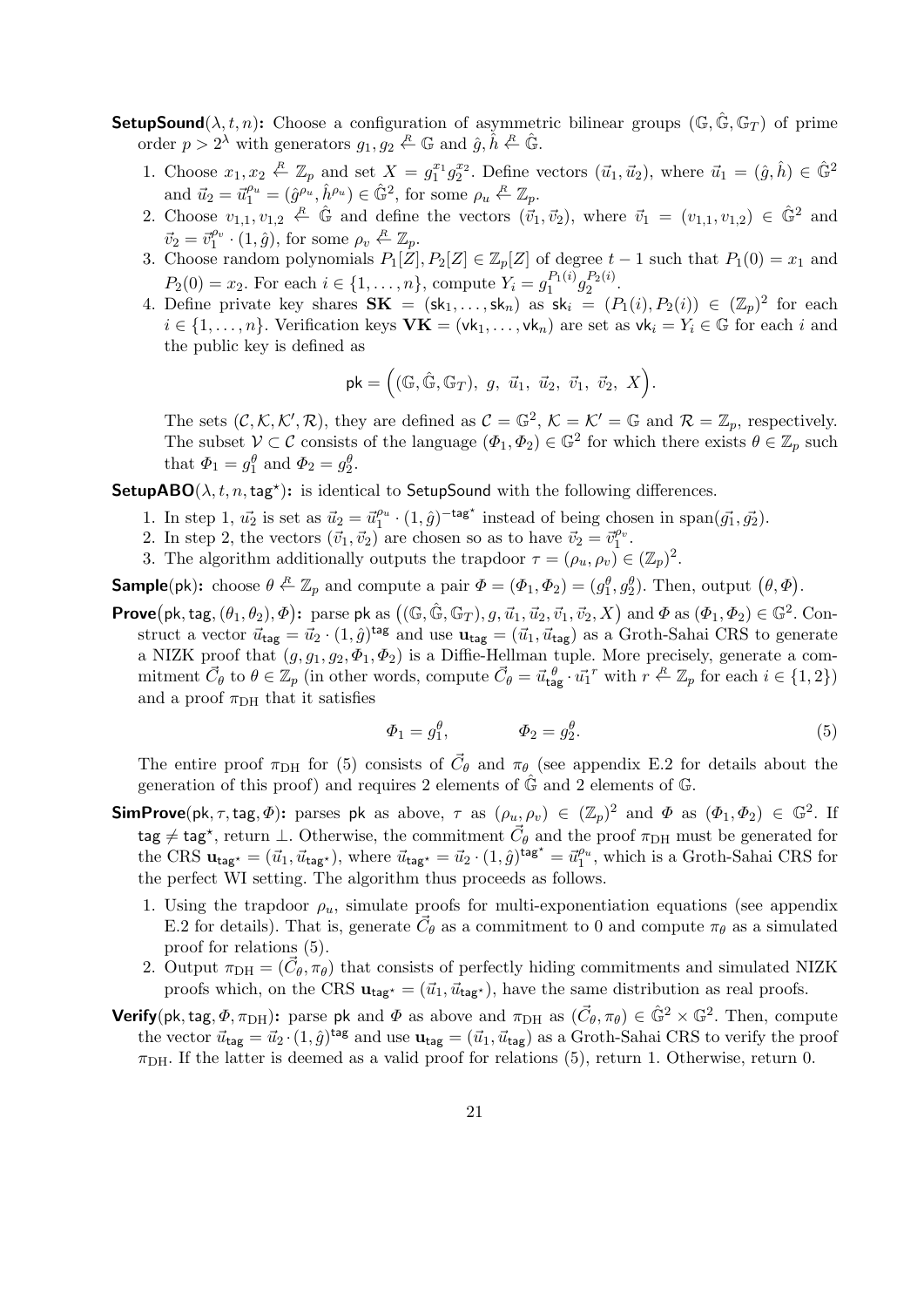**SetupSound**$(\lambda, t, n)$**:** Choose a configuration of asymmetric bilinear groups $(\mathbb{G}, \hat{\mathbb{G}}, \mathbb{G}_T)$ of prime order $p > 2^\lambda$ with generators $g_1, g_2 \xleftarrow{R} \mathbb{G}$ and $\hat{g}, \hat{h} \xleftarrow{R} \hat{\mathbb{G}}$.

1. Choose $x_1, x_2 \xleftarrow{R} \mathbb{Z}_p$ and set $X = g_1^{x_1} g_2^{x_2}$. Define vectors $(\vec{u}_1, \vec{u}_2)$, where $\vec{u}_1 = (\hat{g}, \hat{h}) \in \hat{\mathbb{G}}^2$ and $\vec{u}_2 = \vec{u}_1^{\rho_u} = (\hat{g}^{\rho_u}, \hat{h}^{\rho_u}) \in \hat{\mathbb{G}}^2$, for some $\rho_u \xleftarrow{R} \mathbb{Z}_p$.
2. Choose $v_{1,1}, v_{1,2} \xleftarrow{R} \hat{\mathbb{G}}$ and define the vectors $(\vec{v}_1, \vec{v}_2)$, where $\vec{v}_1 = (v_{1,1}, v_{1,2}) \in \hat{\mathbb{G}}^2$ and $\vec{v}_2 = \vec{v}_1^{\rho_v} \cdot (1, \hat{g})$, for some $\rho_v \xleftarrow{R} \mathbb{Z}_p$.
3. Choose random polynomials $P_1[Z], P_2[Z] \in \mathbb{Z}_p[Z]$ of degree $t-1$ such that $P_1(0) = x_1$ and $P_2(0) = x_2$. For each $i \in \{1, \ldots, n\}$, compute $Y_i = g_1^{P_1(i)} g_2^{P_2(i)}$.
4. Define private key shares $\mathbf{SK} = (\mathsf{sk}_1, \ldots, \mathsf{sk}_n)$ as $\mathsf{sk}_i = (P_1(i), P_2(i)) \in (\mathbb{Z}_p)^2$ for each $i \in \{1, \ldots, n\}$. Verification keys $\mathbf{VK} = (\mathsf{vk}_1, \ldots, \mathsf{vk}_n)$ are set as $\mathsf{vk}_i = Y_i \in \mathbb{G}$ for each $i$ and the public key is defined as

$$\mathsf{pk} = \Big( (\mathbb{G}, \hat{\mathbb{G}}, \mathbb{G}_T),\ g,\ \vec{u}_1,\ \vec{u}_2,\ \vec{v}_1,\ \vec{v}_2,\ X \Big).$$

The sets $(\mathcal{C}, \mathcal{K}, \mathcal{K}', \mathcal{R})$, they are defined as $\mathcal{C} = \mathbb{G}^2$, $\mathcal{K} = \mathcal{K}' = \mathbb{G}$ and $\mathcal{R} = \mathbb{Z}_p$, respectively. The subset $\mathcal{V} \subset \mathcal{C}$ consists of the language $(\Phi_1, \Phi_2) \in \mathbb{G}^2$ for which there exists $\theta \in \mathbb{Z}_p$ such that $\Phi_1 = g_1^\theta$ and $\Phi_2 = g_2^\theta$.

**SetupABO**$(\lambda, t, n, \mathsf{tag}^\star)$**:** is identical to SetupSound with the following differences.

1. In step 1, $\vec{u_2}$ is set as $\vec{u}_2 = \vec{u}_1^{\rho_u} \cdot (1, \hat{g})^{-\mathsf{tag}^\star}$ instead of being chosen in $\mathrm{span}(\vec{g_1}, \vec{g_2})$.
2. In step 2, the vectors $(\vec{v}_1, \vec{v}_2)$ are chosen so as to have $\vec{v}_2 = \vec{v}_1^{\rho_v}$.
3. The algorithm additionally outputs the trapdoor $\tau = (\rho_u, \rho_v) \in (\mathbb{Z}_p)^2$.

**Sample**$(\mathsf{pk})$**:** choose $\theta \xleftarrow{R} \mathbb{Z}_p$ and compute a pair $\Phi = (\Phi_1, \Phi_2) = (g_1^\theta, g_2^\theta)$. Then, output $(\theta, \Phi)$.

**Prove**$(\mathsf{pk}, \mathsf{tag}, (\theta_1, \theta_2), \Phi)$**:** parse $\mathsf{pk}$ as $((\mathbb{G}, \hat{\mathbb{G}}, \mathbb{G}_T), g, \vec{u}_1, \vec{u}_2, \vec{v}_1, \vec{v}_2, X)$ and $\Phi$ as $(\Phi_1, \Phi_2) \in \mathbb{G}^2$. Construct a vector $\vec{u}_{\mathsf{tag}} = \vec{u}_2 \cdot (1, \hat{g})^{\mathsf{tag}}$ and use $\mathbf{u}_{\mathsf{tag}} = (\vec{u}_1, \vec{u}_{\mathsf{tag}})$ as a Groth-Sahai CRS to generate a NIZK proof that $(g, g_1, g_2, \Phi_1, \Phi_2)$ is a Diffie-Hellman tuple. More precisely, generate a commitment $\vec{C}_\theta$ to $\theta \in \mathbb{Z}_p$ (in other words, compute $\vec{C}_\theta = \vec{u}_{\mathsf{tag}}^{\,\theta} \cdot \vec{u_1}^{\,r}$ with $r \xleftarrow{R} \mathbb{Z}_p$ for each $i \in \{1, 2\}$) and a proof $\pi_{\mathrm{DH}}$ that it satisfies

$$\Phi_1 = g_1^\theta, \qquad\qquad \Phi_2 = g_2^\theta. \tag{5}$$

The entire proof $\pi_{\mathrm{DH}}$ for (5) consists of $\vec{C}_\theta$ and $\pi_\theta$ (see appendix E.2 for details about the generation of this proof) and requires 2 elements of $\hat{\mathbb{G}}$ and 2 elements of $\mathbb{G}$.

**SimProve**$(\mathsf{pk}, \tau, \mathsf{tag}, \Phi)$**:** parses $\mathsf{pk}$ as above, $\tau$ as $(\rho_u, \rho_v) \in (\mathbb{Z}_p)^2$ and $\Phi$ as $(\Phi_1, \Phi_2) \in \mathbb{G}^2$. If $\mathsf{tag} \neq \mathsf{tag}^\star$, return $\perp$. Otherwise, the commitment $\vec{C}_\theta$ and the proof $\pi_{\mathrm{DH}}$ must be generated for the CRS $\mathbf{u}_{\mathsf{tag}^\star} = (\vec{u}_1, \vec{u}_{\mathsf{tag}^\star})$, where $\vec{u}_{\mathsf{tag}^\star} = \vec{u}_2 \cdot (1, \hat{g})^{\mathsf{tag}^\star} = \vec{u}_1^{\rho_u}$, which is a Groth-Sahai CRS for the perfect WI setting. The algorithm thus proceeds as follows.

1. Using the trapdoor $\rho_u$, simulate proofs for multi-exponentiation equations (see appendix E.2 for details). That is, generate $\vec{C}_\theta$ as a commitment to 0 and compute $\pi_\theta$ as a simulated proof for relations (5).
2. Output $\pi_{\mathrm{DH}} = (\vec{C}_\theta, \pi_\theta)$ that consists of perfectly hiding commitments and simulated NIZK proofs which, on the CRS $\mathbf{u}_{\mathsf{tag}^\star} = (\vec{u}_1, \vec{u}_{\mathsf{tag}^\star})$, have the same distribution as real proofs.

**Verify**$(\mathsf{pk}, \mathsf{tag}, \Phi, \pi_{\mathrm{DH}})$**:** parse $\mathsf{pk}$ and $\Phi$ as above and $\pi_{\mathrm{DH}}$ as $(\vec{C}_\theta, \pi_\theta) \in \hat{\mathbb{G}}^2 \times \mathbb{G}^2$. Then, compute the vector $\vec{u}_{\mathsf{tag}} = \vec{u}_2 \cdot (1, \hat{g})^{\mathsf{tag}}$ and use $\mathbf{u}_{\mathsf{tag}} = (\vec{u}_1, \vec{u}_{\mathsf{tag}})$ as a Groth-Sahai CRS to verify the proof $\pi_{\mathrm{DH}}$. If the latter is deemed as a valid proof for relations (5), return 1. Otherwise, return 0.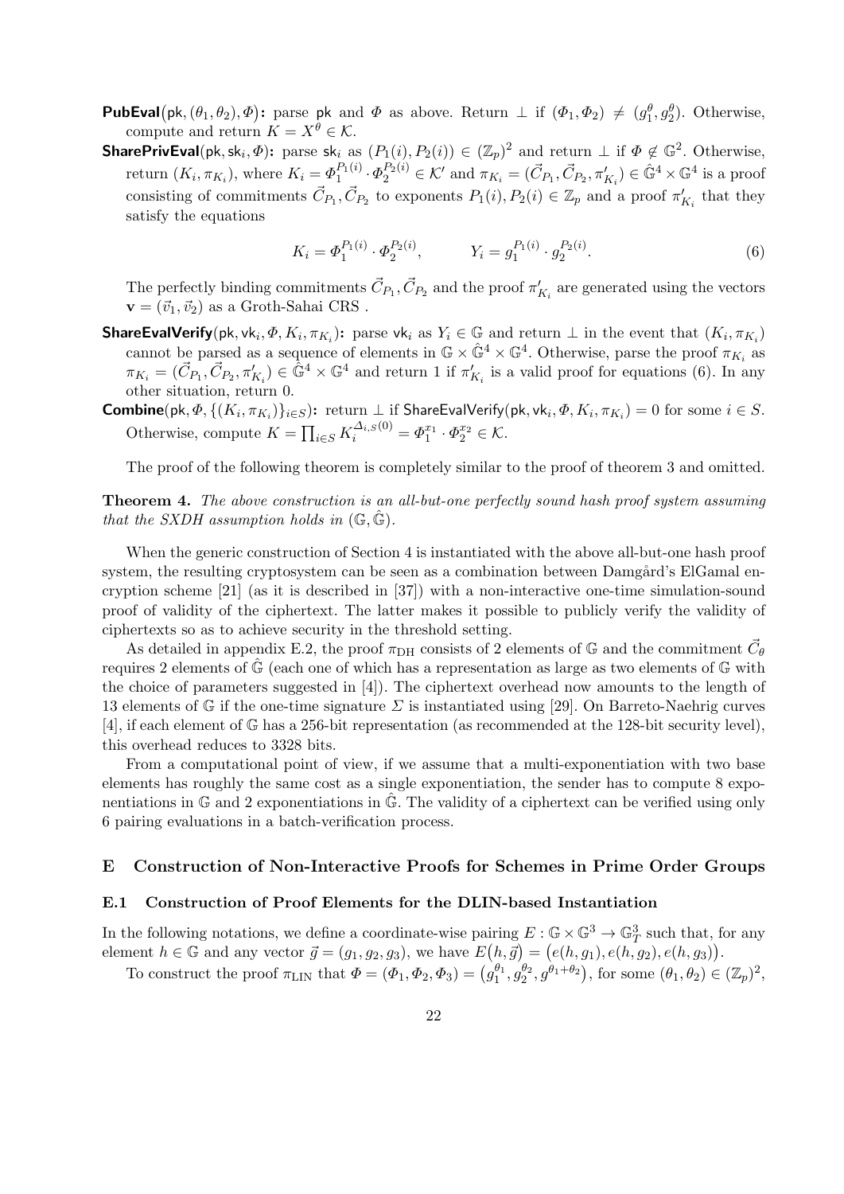**PubEval**$(\mathsf{pk}, (\theta_1, \theta_2), \Phi)$**:** parse $\mathsf{pk}$ and $\Phi$ as above. Return $\perp$ if $(\Phi_1, \Phi_2) \neq (g_1^{\theta}, g_2^{\theta})$. Otherwise, compute and return $K = X^{\theta} \in \mathcal{K}$.

**SharePrivEval**$(\mathsf{pk}, \mathsf{sk}_i, \Phi)$**:** parse $\mathsf{sk}_i$ as $(P_1(i), P_2(i)) \in (\mathbb{Z}_p)^2$ and return $\perp$ if $\Phi \notin \mathbb{G}^2$. Otherwise, return $(K_i, \pi_{K_i})$, where $K_i = \Phi_1^{P_1(i)} \cdot \Phi_2^{P_2(i)} \in \mathcal{K}'$ and $\pi_{K_i} = (\vec{C}_{P_1}, \vec{C}_{P_2}, \pi'_{K_i}) \in \hat{\mathbb{G}}^4 \times \mathbb{G}^4$ is a proof consisting of commitments $\vec{C}_{P_1}, \vec{C}_{P_2}$ to exponents $P_1(i), P_2(i) \in \mathbb{Z}_p$ and a proof $\pi'_{K_i}$ that they satisfy the equations

$$K_i = \Phi_1^{P_1(i)} \cdot \Phi_2^{P_2(i)}, \qquad Y_i = g_1^{P_1(i)} \cdot g_2^{P_2(i)}. \tag{6}$$

The perfectly binding commitments $\vec{C}_{P_1}, \vec{C}_{P_2}$ and the proof $\pi'_{K_i}$ are generated using the vectors $\mathbf{v} = (\vec{v}_1, \vec{v}_2)$ as a Groth-Sahai CRS .

**ShareEvalVerify**$(\mathsf{pk}, \mathsf{vk}_i, \Phi, K_i, \pi_{K_i})$**:** parse $\mathsf{vk}_i$ as $Y_i \in \mathbb{G}$ and return $\perp$ in the event that $(K_i, \pi_{K_i})$ cannot be parsed as a sequence of elements in $\mathbb{G} \times \hat{\mathbb{G}}^4 \times \mathbb{G}^4$. Otherwise, parse the proof $\pi_{K_i}$ as $\pi_{K_i} = (\vec{C}_{P_1}, \vec{C}_{P_2}, \pi'_{K_i}) \in \hat{\mathbb{G}}^4 \times \mathbb{G}^4$ and return 1 if $\pi'_{K_i}$ is a valid proof for equations (6). In any other situation, return 0.

**Combine**$(\mathsf{pk}, \Phi, \{(K_i, \pi_{K_i})\}_{i \in S})$**:** return $\perp$ if $\mathsf{ShareEvalVerify}(\mathsf{pk}, \mathsf{vk}_i, \Phi, K_i, \pi_{K_i}) = 0$ for some $i \in S$. Otherwise, compute $K = \prod_{i \in S} K_i^{\Delta_{i,S}(0)} = \Phi_1^{x_1} \cdot \Phi_2^{x_2} \in \mathcal{K}$.

The proof of the following theorem is completely similar to the proof of theorem 3 and omitted.

**Theorem 4.** *The above construction is an all-but-one perfectly sound hash proof system assuming that the SXDH assumption holds in* $(\mathbb{G}, \hat{\mathbb{G}})$.

When the generic construction of Section 4 is instantiated with the above all-but-one hash proof system, the resulting cryptosystem can be seen as a combination between Damgård's ElGamal encryption scheme [21] (as it is described in [37]) with a non-interactive one-time simulation-sound proof of validity of the ciphertext. The latter makes it possible to publicly verify the validity of ciphertexts so as to achieve security in the threshold setting.

As detailed in appendix E.2, the proof $\pi_{\mathrm{DH}}$ consists of 2 elements of $\mathbb{G}$ and the commitment $\vec{C}_\theta$ requires 2 elements of $\hat{\mathbb{G}}$ (each one of which has a representation as large as two elements of $\mathbb{G}$ with the choice of parameters suggested in [4]). The ciphertext overhead now amounts to the length of 13 elements of $\mathbb{G}$ if the one-time signature $\Sigma$ is instantiated using [29]. On Barreto-Naehrig curves [4], if each element of $\mathbb{G}$ has a 256-bit representation (as recommended at the 128-bit security level), this overhead reduces to 3328 bits.

From a computational point of view, if we assume that a multi-exponentiation with two base elements has roughly the same cost as a single exponentiation, the sender has to compute 8 exponentiations in $\mathbb{G}$ and 2 exponentiations in $\hat{\mathbb{G}}$. The validity of a ciphertext can be verified using only 6 pairing evaluations in a batch-verification process.

## E Construction of Non-Interactive Proofs for Schemes in Prime Order Groups

### E.1 Construction of Proof Elements for the DLIN-based Instantiation

In the following notations, we define a coordinate-wise pairing $E : \mathbb{G} \times \mathbb{G}^3 \to \mathbb{G}_T^3$ such that, for any element $h \in \mathbb{G}$ and any vector $\vec{g} = (g_1, g_2, g_3)$, we have $E(h, \vec{g}) = (e(h, g_1), e(h, g_2), e(h, g_3))$.

To construct the proof $\pi_{\mathrm{LIN}}$ that $\Phi = (\Phi_1, \Phi_2, \Phi_3) = (g_1^{\theta_1}, g_2^{\theta_2}, g^{\theta_1+\theta_2})$, for some $(\theta_1, \theta_2) \in (\mathbb{Z}_p)^2$,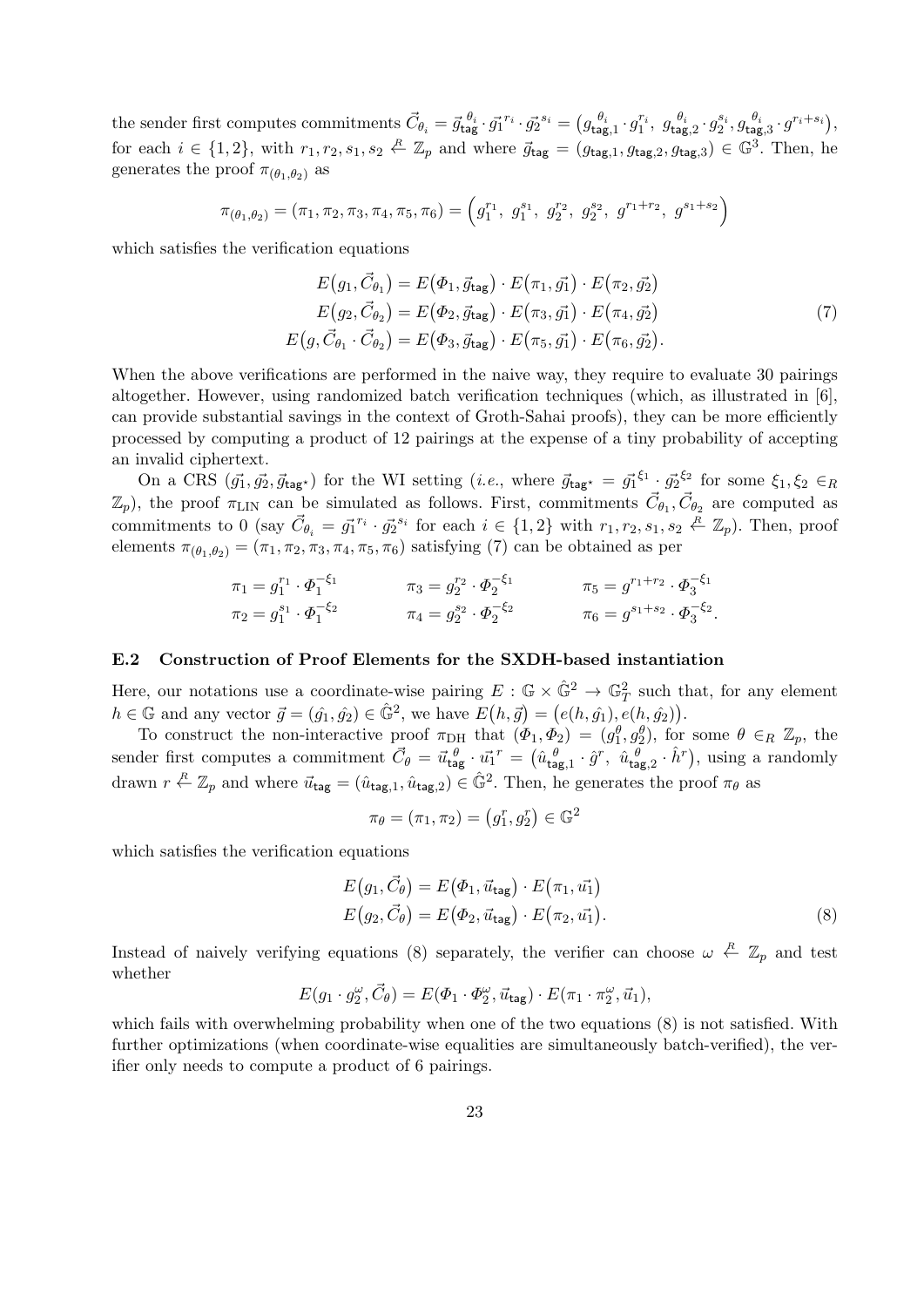the sender first computes commitments $\vec{C}_{\theta_i} = \vec{g}_{\mathsf{tag}}^{\,\theta_i} \cdot \vec{g_1}^{r_i} \cdot \vec{g_2}^{s_i} = \big(g_{\mathsf{tag},1}^{\theta_i} \cdot g_1^{r_i},\ g_{\mathsf{tag},2}^{\theta_i} \cdot g_2^{s_i}, g_{\mathsf{tag},3}^{\theta_i} \cdot g^{r_i+s_i}\big)$, for each $i \in \{1,2\}$, with $r_1, r_2, s_1, s_2 \stackrel{R}{\leftarrow} \mathbb{Z}_p$ and where $\vec{g}_{\mathsf{tag}} = (g_{\mathsf{tag},1}, g_{\mathsf{tag},2}, g_{\mathsf{tag},3}) \in \mathbb{G}^3$. Then, he generates the proof $\pi_{(\theta_1,\theta_2)}$ as

$$\pi_{(\theta_1,\theta_2)} = (\pi_1, \pi_2, \pi_3, \pi_4, \pi_5, \pi_6) = \Big(g_1^{r_1},\ g_1^{s_1},\ g_2^{r_2},\ g_2^{s_2},\ g^{r_1+r_2},\ g^{s_1+s_2}\Big)$$

which satisfies the verification equations

$$\begin{aligned} E\big(g_1, \vec{C}_{\theta_1}\big) &= E\big(\Phi_1, \vec{g}_{\mathsf{tag}}\big) \cdot E\big(\pi_1, \vec{g_1}\big) \cdot E\big(\pi_2, \vec{g_2}\big) \\ E\big(g_2, \vec{C}_{\theta_2}\big) &= E\big(\Phi_2, \vec{g}_{\mathsf{tag}}\big) \cdot E\big(\pi_3, \vec{g_1}\big) \cdot E\big(\pi_4, \vec{g_2}\big) \\ E\big(g, \vec{C}_{\theta_1} \cdot \vec{C}_{\theta_2}\big) &= E\big(\Phi_3, \vec{g}_{\mathsf{tag}}\big) \cdot E\big(\pi_5, \vec{g_1}\big) \cdot E\big(\pi_6, \vec{g_2}\big). \end{aligned} \tag{7}$$

When the above verifications are performed in the naive way, they require to evaluate 30 pairings altogether. However, using randomized batch verification techniques (which, as illustrated in [6], can provide substantial savings in the context of Groth-Sahai proofs), they can be more efficiently processed by computing a product of 12 pairings at the expense of a tiny probability of accepting an invalid ciphertext.

On a CRS $(\vec{g_1}, \vec{g_2}, \vec{g}_{\mathsf{tag}^\star})$ for the WI setting (*i.e.*, where $\vec{g}_{\mathsf{tag}^\star} = \vec{g_1}^{\xi_1} \cdot \vec{g_2}^{\xi_2}$ for some $\xi_1, \xi_2 \in_R \mathbb{Z}_p$), the proof $\pi_{\mathrm{LIN}}$ can be simulated as follows. First, commitments $\vec{C}_{\theta_1}, \vec{C}_{\theta_2}$ are computed as commitments to 0 (say $\vec{C}_{\theta_i} = \vec{g_1}^{r_i} \cdot \vec{g_2}^{s_i}$ for each $i \in \{1,2\}$ with $r_1, r_2, s_1, s_2 \stackrel{R}{\leftarrow} \mathbb{Z}_p$). Then, proof elements $\pi_{(\theta_1,\theta_2)} = (\pi_1, \pi_2, \pi_3, \pi_4, \pi_5, \pi_6)$ satisfying (7) can be obtained as per

$$\begin{aligned} \pi_1 &= g_1^{r_1} \cdot \Phi_1^{-\xi_1} & \qquad \pi_3 &= g_2^{r_2} \cdot \Phi_2^{-\xi_1} & \qquad \pi_5 &= g^{r_1+r_2} \cdot \Phi_3^{-\xi_1} \\ \pi_2 &= g_1^{s_1} \cdot \Phi_1^{-\xi_2} & \qquad \pi_4 &= g_2^{s_2} \cdot \Phi_2^{-\xi_2} & \qquad \pi_6 &= g^{s_1+s_2} \cdot \Phi_3^{-\xi_2}. \end{aligned}$$

### E.2 Construction of Proof Elements for the SXDH-based instantiation

Here, our notations use a coordinate-wise pairing $E : \mathbb{G} \times \hat{\mathbb{G}}^2 \to \mathbb{G}_T^2$ such that, for any element $h \in \mathbb{G}$ and any vector $\vec{g} = (\hat{g_1}, \hat{g_2}) \in \hat{\mathbb{G}}^2$, we have $E\big(h, \vec{g}\big) = \big(e(h, \hat{g_1}), e(h, \hat{g_2})\big)$.

To construct the non-interactive proof $\pi_{\mathrm{DH}}$ that $(\Phi_1, \Phi_2) = (g_1^{\theta}, g_2^{\theta})$, for some $\theta \in_R \mathbb{Z}_p$, the sender first computes a commitment $\vec{C}_\theta = \vec{u}_{\mathsf{tag}}^{\,\theta} \cdot \vec{u_1}^{r} = \big(\hat{u}_{\mathsf{tag},1}^{\,\theta} \cdot \hat{g}^r,\ \hat{u}_{\mathsf{tag},2}^{\,\theta} \cdot \hat{h}^r\big)$, using a randomly drawn $r \stackrel{R}{\leftarrow} \mathbb{Z}_p$ and where $\vec{u}_{\mathsf{tag}} = (\hat{u}_{\mathsf{tag},1}, \hat{u}_{\mathsf{tag},2}) \in \hat{\mathbb{G}}^2$. Then, he generates the proof $\pi_\theta$ as

$$\pi_\theta = (\pi_1, \pi_2) = \big(g_1^r, g_2^r\big) \in \mathbb{G}^2$$

which satisfies the verification equations

$$\begin{aligned} E\big(g_1, \vec{C}_\theta\big) &= E\big(\Phi_1, \vec{u}_{\mathsf{tag}}\big) \cdot E\big(\pi_1, \vec{u_1}\big) \\ E\big(g_2, \vec{C}_\theta\big) &= E\big(\Phi_2, \vec{u}_{\mathsf{tag}}\big) \cdot E\big(\pi_2, \vec{u_1}\big). \end{aligned} \tag{8}$$

Instead of naively verifying equations (8) separately, the verifier can choose $\omega \stackrel{R}{\leftarrow} \mathbb{Z}_p$ and test whether

$$E(g_1 \cdot g_2^{\omega}, \vec{C}_\theta) = E(\Phi_1 \cdot \Phi_2^{\omega}, \vec{u}_{\mathsf{tag}}) \cdot E(\pi_1 \cdot \pi_2^{\omega}, \vec{u}_1),$$

which fails with overwhelming probability when one of the two equations (8) is not satisfied. With further optimizations (when coordinate-wise equalities are simultaneously batch-verified), the verifier only needs to compute a product of 6 pairings.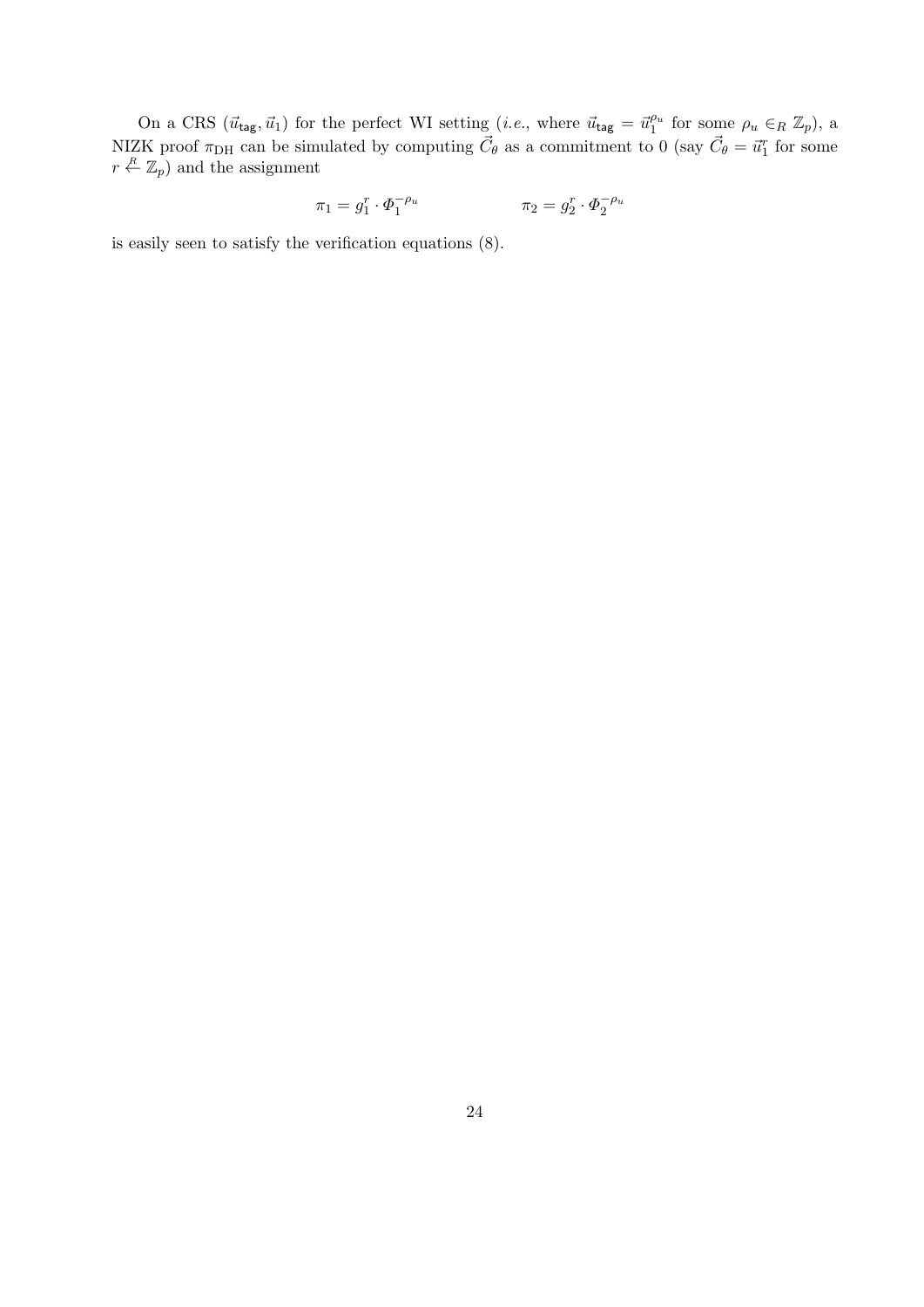On a CRS $(\vec{u}_{\mathsf{tag}}, \vec{u}_1)$ for the perfect WI setting (*i.e.*, where $\vec{u}_{\mathsf{tag}} = \vec{u}_1^{\rho_u}$ for some $\rho_u \in_R \mathbb{Z}_p$), a NIZK proof $\pi_{\mathrm{DH}}$ can be simulated by computing $\vec{C}_\theta$ as a commitment to 0 (say $\vec{C}_\theta = \vec{u}_1^r$ for some $r \stackrel{R}{\leftarrow} \mathbb{Z}_p$) and the assignment

$$\pi_1 = g_1^r \cdot \Phi_1^{-\rho_u} \qquad\qquad \pi_2 = g_2^r \cdot \Phi_2^{-\rho_u}$$

is easily seen to satisfy the verification equations (8).